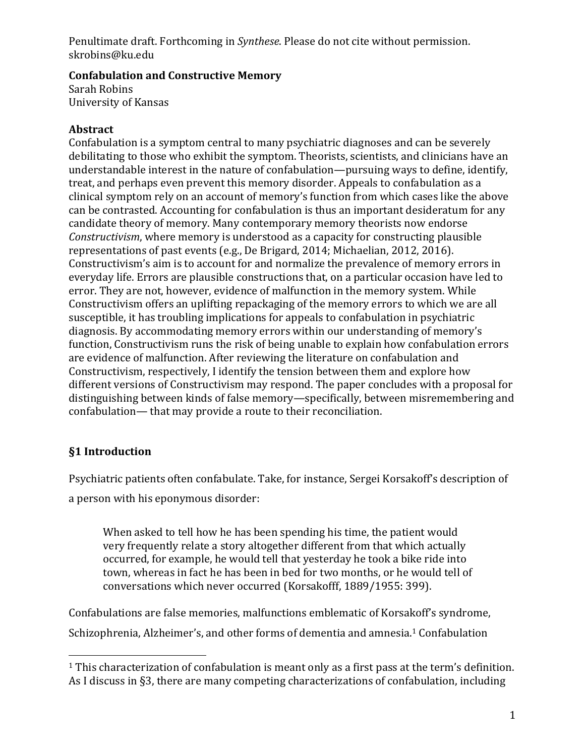Penultimate draft. Forthcoming in *Synthese*. Please do not cite without permission.
skrobins@ku.edu

**Confabulation and Constructive Memory**
Sarah Robins
University of Kansas

**Abstract**
Confabulation is a symptom central to many psychiatric diagnoses and can be severely debilitating to those who exhibit the symptom. Theorists, scientists, and clinicians have an understandable interest in the nature of confabulation—pursuing ways to define, identify, treat, and perhaps even prevent this memory disorder. Appeals to confabulation as a clinical symptom rely on an account of memory's function from which cases like the above can be contrasted. Accounting for confabulation is thus an important desideratum for any candidate theory of memory. Many contemporary memory theorists now endorse *Constructivism*, where memory is understood as a capacity for constructing plausible representations of past events (e.g., De Brigard, 2014; Michaelian, 2012, 2016). Constructivism's aim is to account for and normalize the prevalence of memory errors in everyday life. Errors are plausible constructions that, on a particular occasion have led to error. They are not, however, evidence of malfunction in the memory system. While Constructivism offers an uplifting repackaging of the memory errors to which we are all susceptible, it has troubling implications for appeals to confabulation in psychiatric diagnosis. By accommodating memory errors within our understanding of memory's function, Constructivism runs the risk of being unable to explain how confabulation errors are evidence of malfunction. After reviewing the literature on confabulation and Constructivism, respectively, I identify the tension between them and explore how different versions of Constructivism may respond. The paper concludes with a proposal for distinguishing between kinds of false memory—specifically, between misremembering and confabulation— that may provide a route to their reconciliation.

## §1 Introduction

Psychiatric patients often confabulate. Take, for instance, Sergei Korsakoff's description of a person with his eponymous disorder:

> When asked to tell how he has been spending his time, the patient would very frequently relate a story altogether different from that which actually occurred, for example, he would tell that yesterday he took a bike ride into town, whereas in fact he has been in bed for two months, or he would tell of conversations which never occurred (Korsakofff, 1889/1955: 399).

Confabulations are false memories, malfunctions emblematic of Korsakoff's syndrome, Schizophrenia, Alzheimer's, and other forms of dementia and amnesia.[1] Confabulation

[1] This characterization of confabulation is meant only as a first pass at the term's definition. As I discuss in §3, there are many competing characterizations of confabulation, including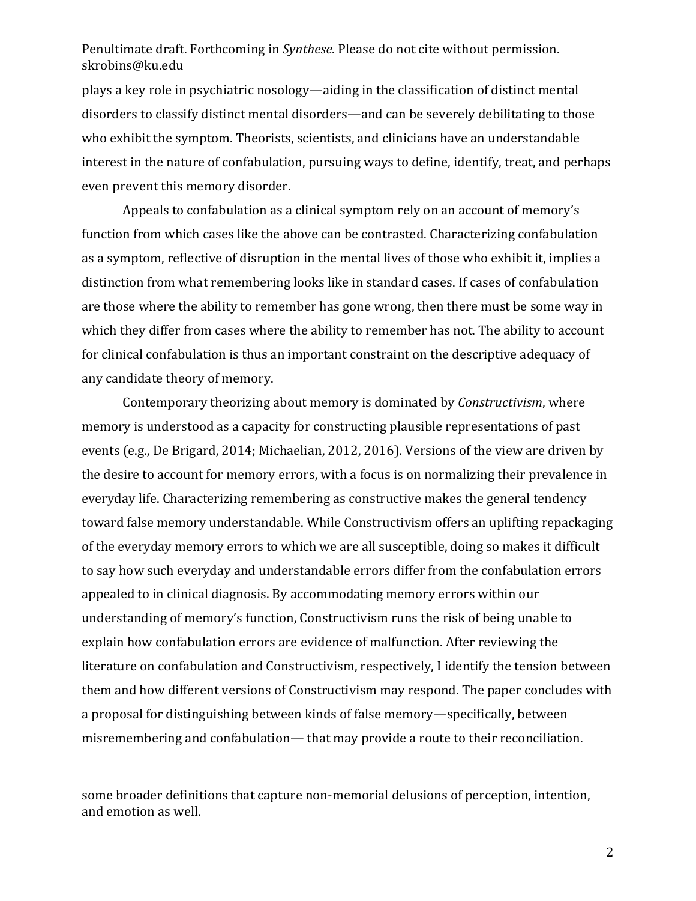plays a key role in psychiatric nosology—aiding in the classification of distinct mental disorders to classify distinct mental disorders—and can be severely debilitating to those who exhibit the symptom. Theorists, scientists, and clinicians have an understandable interest in the nature of confabulation, pursuing ways to define, identify, treat, and perhaps even prevent this memory disorder.

Appeals to confabulation as a clinical symptom rely on an account of memory's function from which cases like the above can be contrasted. Characterizing confabulation as a symptom, reflective of disruption in the mental lives of those who exhibit it, implies a distinction from what remembering looks like in standard cases. If cases of confabulation are those where the ability to remember has gone wrong, then there must be some way in which they differ from cases where the ability to remember has not. The ability to account for clinical confabulation is thus an important constraint on the descriptive adequacy of any candidate theory of memory.

Contemporary theorizing about memory is dominated by *Constructivism*, where memory is understood as a capacity for constructing plausible representations of past events (e.g., De Brigard, 2014; Michaelian, 2012, 2016). Versions of the view are driven by the desire to account for memory errors, with a focus is on normalizing their prevalence in everyday life. Characterizing remembering as constructive makes the general tendency toward false memory understandable. While Constructivism offers an uplifting repackaging of the everyday memory errors to which we are all susceptible, doing so makes it difficult to say how such everyday and understandable errors differ from the confabulation errors appealed to in clinical diagnosis. By accommodating memory errors within our understanding of memory's function, Constructivism runs the risk of being unable to explain how confabulation errors are evidence of malfunction. After reviewing the literature on confabulation and Constructivism, respectively, I identify the tension between them and how different versions of Constructivism may respond. The paper concludes with a proposal for distinguishing between kinds of false memory—specifically, between misremembering and confabulation— that may provide a route to their reconciliation.

---

some broader definitions that capture non-memorial delusions of perception, intention, and emotion as well.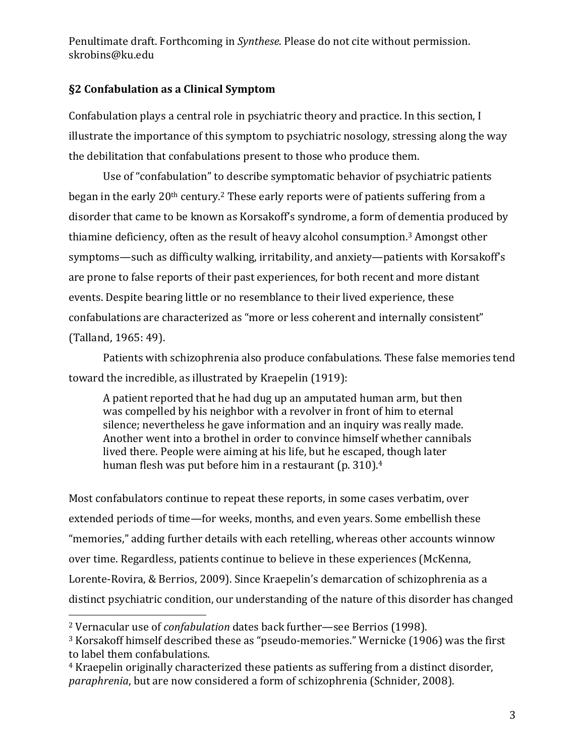## §2 Confabulation as a Clinical Symptom

Confabulation plays a central role in psychiatric theory and practice. In this section, I illustrate the importance of this symptom to psychiatric nosology, stressing along the way the debilitation that confabulations present to those who produce them.

Use of "confabulation" to describe symptomatic behavior of psychiatric patients began in the early 20th century.[2] These early reports were of patients suffering from a disorder that came to be known as Korsakoff's syndrome, a form of dementia produced by thiamine deficiency, often as the result of heavy alcohol consumption.[3] Amongst other symptoms—such as difficulty walking, irritability, and anxiety—patients with Korsakoff's are prone to false reports of their past experiences, for both recent and more distant events. Despite bearing little or no resemblance to their lived experience, these confabulations are characterized as "more or less coherent and internally consistent" (Talland, 1965: 49).

Patients with schizophrenia also produce confabulations. These false memories tend toward the incredible, as illustrated by Kraepelin (1919):

> A patient reported that he had dug up an amputated human arm, but then was compelled by his neighbor with a revolver in front of him to eternal silence; nevertheless he gave information and an inquiry was really made. Another went into a brothel in order to convince himself whether cannibals lived there. People were aiming at his life, but he escaped, though later human flesh was put before him in a restaurant (p. 310).[4]

Most confabulators continue to repeat these reports, in some cases verbatim, over extended periods of time—for weeks, months, and even years. Some embellish these "memories," adding further details with each retelling, whereas other accounts winnow over time. Regardless, patients continue to believe in these experiences (McKenna, Lorente-Rovira, & Berrios, 2009). Since Kraepelin's demarcation of schizophrenia as a distinct psychiatric condition, our understanding of the nature of this disorder has changed

---

[2] Vernacular use of *confabulation* dates back further—see Berrios (1998).

[3] Korsakoff himself described these as "pseudo-memories." Wernicke (1906) was the first to label them confabulations.

[4] Kraepelin originally characterized these patients as suffering from a distinct disorder, *paraphrenia*, but are now considered a form of schizophrenia (Schnider, 2008).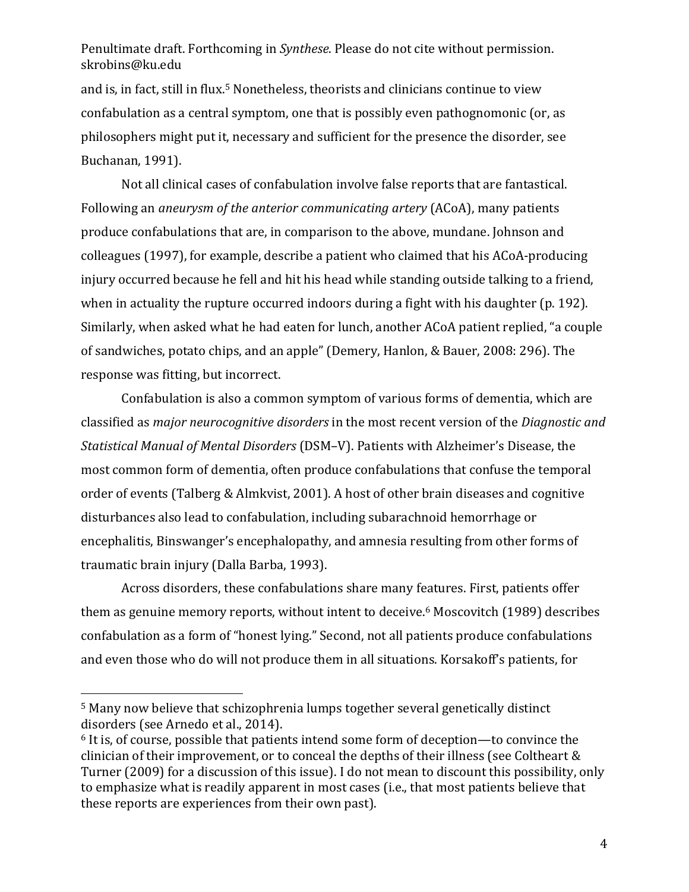and is, in fact, still in flux.[5] Nonetheless, theorists and clinicians continue to view confabulation as a central symptom, one that is possibly even pathognomonic (or, as philosophers might put it, necessary and sufficient for the presence the disorder, see Buchanan, 1991).

Not all clinical cases of confabulation involve false reports that are fantastical. Following an *aneurysm of the anterior communicating artery* (ACoA), many patients produce confabulations that are, in comparison to the above, mundane. Johnson and colleagues (1997), for example, describe a patient who claimed that his ACoA-producing injury occurred because he fell and hit his head while standing outside talking to a friend, when in actuality the rupture occurred indoors during a fight with his daughter (p. 192). Similarly, when asked what he had eaten for lunch, another ACoA patient replied, "a couple of sandwiches, potato chips, and an apple" (Demery, Hanlon, & Bauer, 2008: 296). The response was fitting, but incorrect.

Confabulation is also a common symptom of various forms of dementia, which are classified as *major neurocognitive disorders* in the most recent version of the *Diagnostic and Statistical Manual of Mental Disorders* (DSM–V). Patients with Alzheimer's Disease, the most common form of dementia, often produce confabulations that confuse the temporal order of events (Talberg & Almkvist, 2001). A host of other brain diseases and cognitive disturbances also lead to confabulation, including subarachnoid hemorrhage or encephalitis, Binswanger's encephalopathy, and amnesia resulting from other forms of traumatic brain injury (Dalla Barba, 1993).

Across disorders, these confabulations share many features. First, patients offer them as genuine memory reports, without intent to deceive.[6] Moscovitch (1989) describes confabulation as a form of "honest lying." Second, not all patients produce confabulations and even those who do will not produce them in all situations. Korsakoff's patients, for

---

[5] Many now believe that schizophrenia lumps together several genetically distinct disorders (see Arnedo et al., 2014).

[6] It is, of course, possible that patients intend some form of deception—to convince the clinician of their improvement, or to conceal the depths of their illness (see Coltheart & Turner (2009) for a discussion of this issue). I do not mean to discount this possibility, only to emphasize what is readily apparent in most cases (i.e., that most patients believe that these reports are experiences from their own past).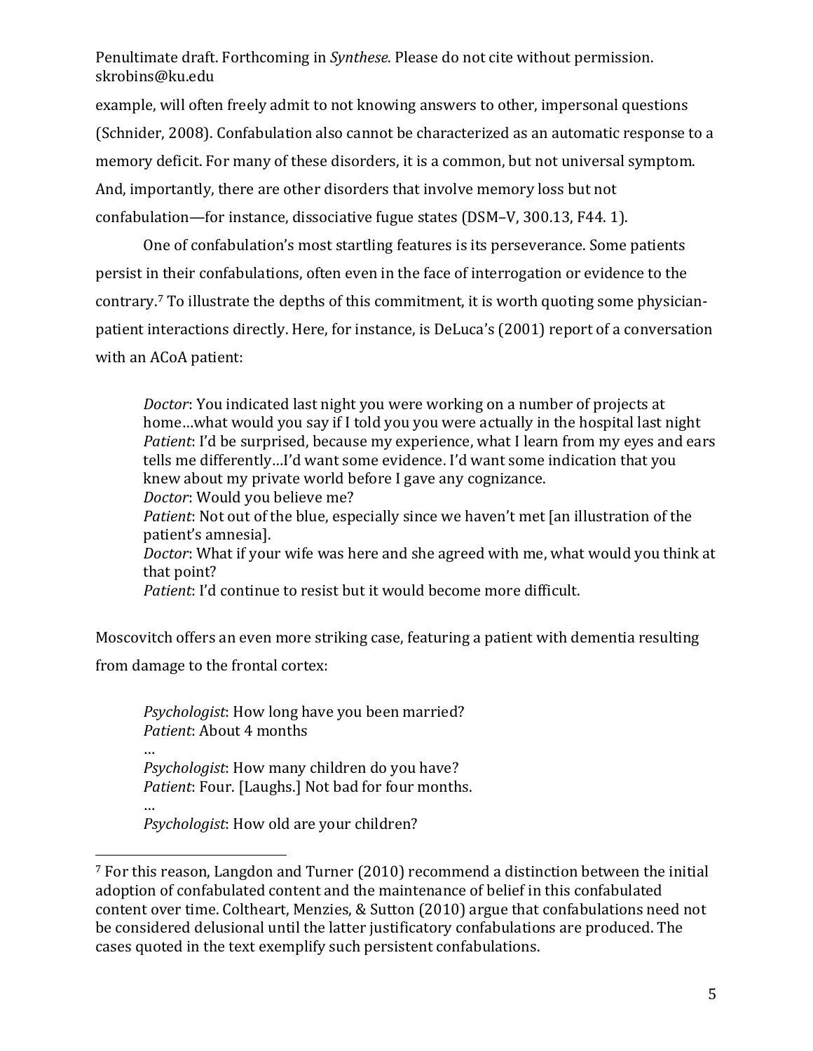example, will often freely admit to not knowing answers to other, impersonal questions (Schnider, 2008). Confabulation also cannot be characterized as an automatic response to a memory deficit. For many of these disorders, it is a common, but not universal symptom. And, importantly, there are other disorders that involve memory loss but not confabulation—for instance, dissociative fugue states (DSM–V, 300.13, F44. 1).

One of confabulation's most startling features is its perseverance. Some patients persist in their confabulations, often even in the face of interrogation or evidence to the contrary.[7] To illustrate the depths of this commitment, it is worth quoting some physician-patient interactions directly. Here, for instance, is DeLuca's (2001) report of a conversation with an ACoA patient:

> *Doctor*: You indicated last night you were working on a number of projects at home…what would you say if I told you you were actually in the hospital last night
> *Patient*: I'd be surprised, because my experience, what I learn from my eyes and ears tells me differently…I'd want some evidence. I'd want some indication that you knew about my private world before I gave any cognizance.
> *Doctor*: Would you believe me?
> *Patient*: Not out of the blue, especially since we haven't met [an illustration of the patient's amnesia].
> *Doctor*: What if your wife was here and she agreed with me, what would you think at that point?
> *Patient*: I'd continue to resist but it would become more difficult.

Moscovitch offers an even more striking case, featuring a patient with dementia resulting from damage to the frontal cortex:

> *Psychologist*: How long have you been married?
> *Patient*: About 4 months
> …
> *Psychologist*: How many children do you have?
> *Patient*: Four. [Laughs.] Not bad for four months.
> …
> *Psychologist*: How old are your children?

[7] For this reason, Langdon and Turner (2010) recommend a distinction between the initial adoption of confabulated content and the maintenance of belief in this confabulated content over time. Coltheart, Menzies, & Sutton (2010) argue that confabulations need not be considered delusional until the latter justificatory confabulations are produced. The cases quoted in the text exemplify such persistent confabulations.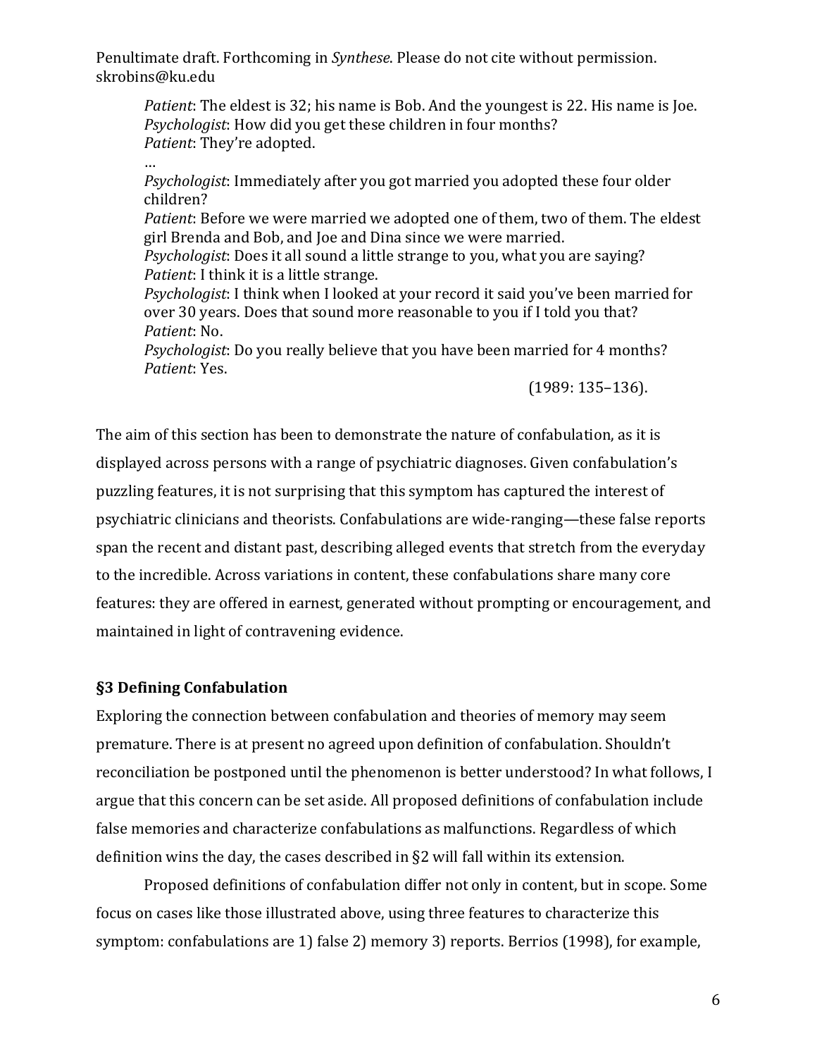*Patient*: The eldest is 32; his name is Bob. And the youngest is 22. His name is Joe.
*Psychologist*: How did you get these children in four months?
*Patient*: They're adopted.
…
*Psychologist*: Immediately after you got married you adopted these four older children?
*Patient*: Before we were married we adopted one of them, two of them. The eldest girl Brenda and Bob, and Joe and Dina since we were married.
*Psychologist*: Does it all sound a little strange to you, what you are saying?
*Patient*: I think it is a little strange.
*Psychologist*: I think when I looked at your record it said you've been married for over 30 years. Does that sound more reasonable to you if I told you that?
*Patient*: No.
*Psychologist*: Do you really believe that you have been married for 4 months?
*Patient*: Yes.

(1989: 135–136).

The aim of this section has been to demonstrate the nature of confabulation, as it is displayed across persons with a range of psychiatric diagnoses. Given confabulation's puzzling features, it is not surprising that this symptom has captured the interest of psychiatric clinicians and theorists. Confabulations are wide-ranging—these false reports span the recent and distant past, describing alleged events that stretch from the everyday to the incredible. Across variations in content, these confabulations share many core features: they are offered in earnest, generated without prompting or encouragement, and maintained in light of contravening evidence.

### §3 Defining Confabulation

Exploring the connection between confabulation and theories of memory may seem premature. There is at present no agreed upon definition of confabulation. Shouldn't reconciliation be postponed until the phenomenon is better understood? In what follows, I argue that this concern can be set aside. All proposed definitions of confabulation include false memories and characterize confabulations as malfunctions. Regardless of which definition wins the day, the cases described in §2 will fall within its extension.

Proposed definitions of confabulation differ not only in content, but in scope. Some focus on cases like those illustrated above, using three features to characterize this symptom: confabulations are 1) false 2) memory 3) reports. Berrios (1998), for example,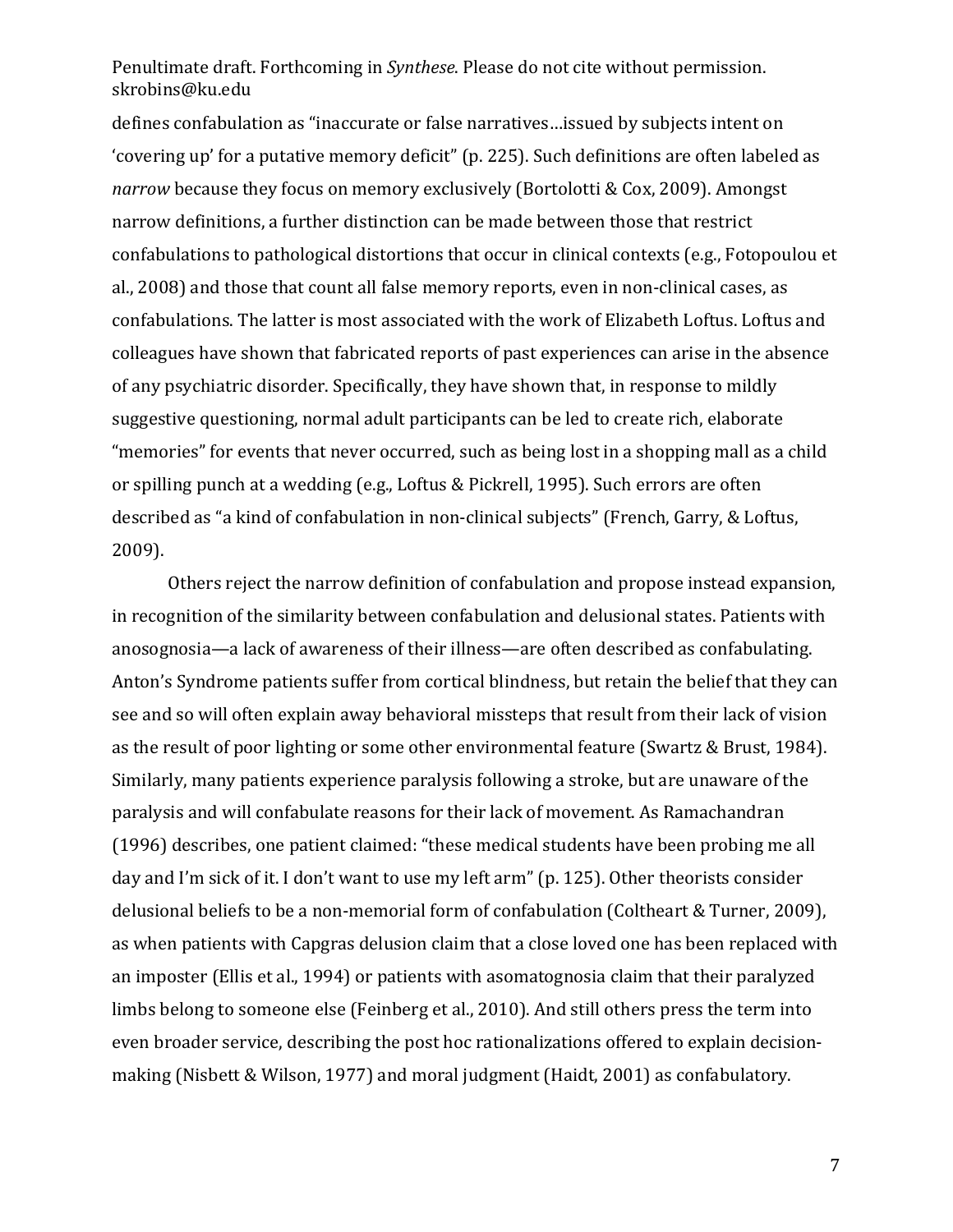defines confabulation as "inaccurate or false narratives…issued by subjects intent on 'covering up' for a putative memory deficit" (p. 225). Such definitions are often labeled as *narrow* because they focus on memory exclusively (Bortolotti & Cox, 2009). Amongst narrow definitions, a further distinction can be made between those that restrict confabulations to pathological distortions that occur in clinical contexts (e.g., Fotopoulou et al., 2008) and those that count all false memory reports, even in non-clinical cases, as confabulations. The latter is most associated with the work of Elizabeth Loftus. Loftus and colleagues have shown that fabricated reports of past experiences can arise in the absence of any psychiatric disorder. Specifically, they have shown that, in response to mildly suggestive questioning, normal adult participants can be led to create rich, elaborate "memories" for events that never occurred, such as being lost in a shopping mall as a child or spilling punch at a wedding (e.g., Loftus & Pickrell, 1995). Such errors are often described as "a kind of confabulation in non-clinical subjects" (French, Garry, & Loftus, 2009).

Others reject the narrow definition of confabulation and propose instead expansion, in recognition of the similarity between confabulation and delusional states. Patients with anosognosia—a lack of awareness of their illness—are often described as confabulating. Anton's Syndrome patients suffer from cortical blindness, but retain the belief that they can see and so will often explain away behavioral missteps that result from their lack of vision as the result of poor lighting or some other environmental feature (Swartz & Brust, 1984). Similarly, many patients experience paralysis following a stroke, but are unaware of the paralysis and will confabulate reasons for their lack of movement. As Ramachandran (1996) describes, one patient claimed: "these medical students have been probing me all day and I'm sick of it. I don't want to use my left arm" (p. 125). Other theorists consider delusional beliefs to be a non-memorial form of confabulation (Coltheart & Turner, 2009), as when patients with Capgras delusion claim that a close loved one has been replaced with an imposter (Ellis et al., 1994) or patients with asomatognosia claim that their paralyzed limbs belong to someone else (Feinberg et al., 2010). And still others press the term into even broader service, describing the post hoc rationalizations offered to explain decision-making (Nisbett & Wilson, 1977) and moral judgment (Haidt, 2001) as confabulatory.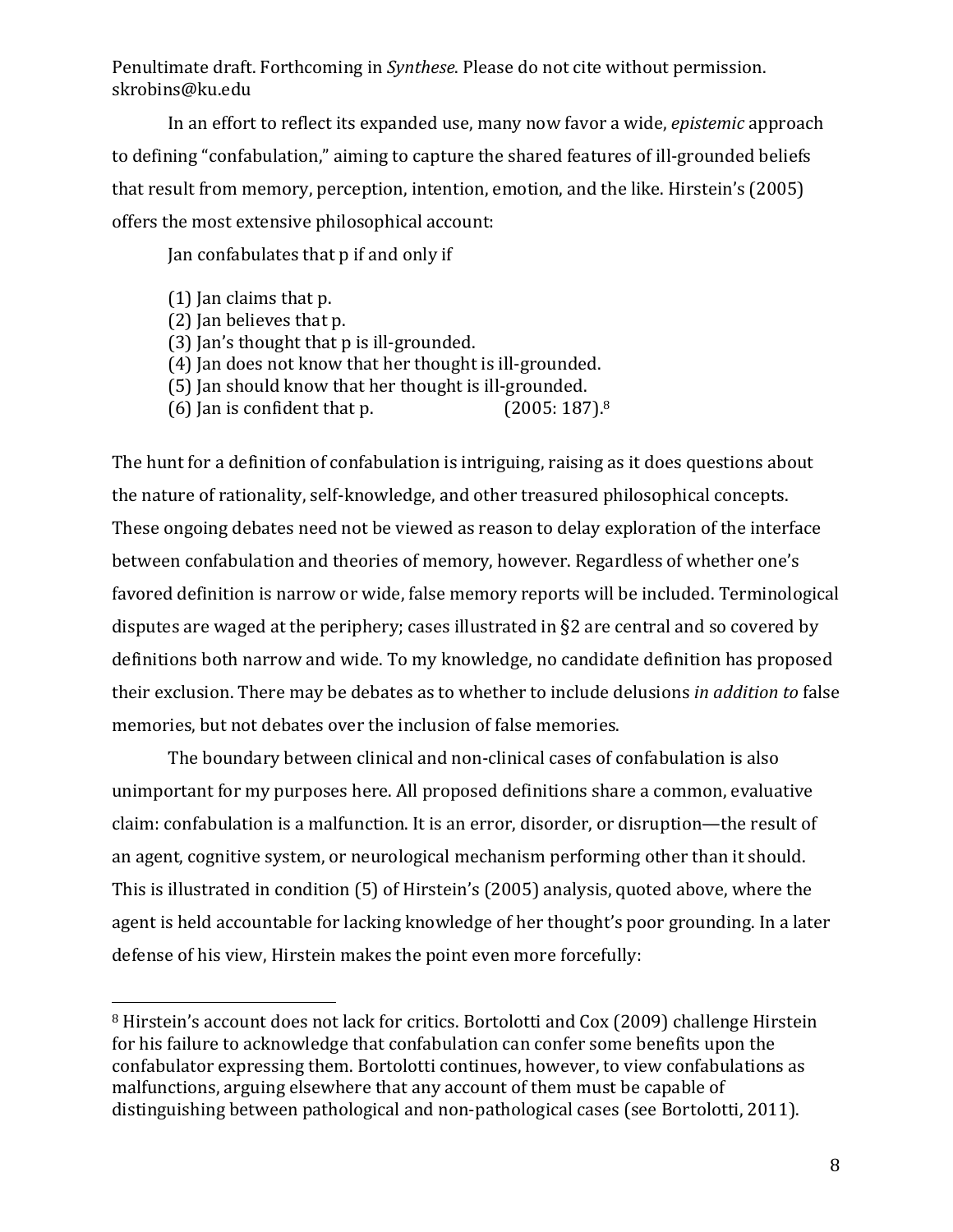In an effort to reflect its expanded use, many now favor a wide, *epistemic* approach to defining "confabulation," aiming to capture the shared features of ill-grounded beliefs that result from memory, perception, intention, emotion, and the like. Hirstein's (2005) offers the most extensive philosophical account:

> Jan confabulates that p if and only if
>
> (1) Jan claims that p.
> (2) Jan believes that p.
> (3) Jan's thought that p is ill-grounded.
> (4) Jan does not know that her thought is ill-grounded.
> (5) Jan should know that her thought is ill-grounded.
> (6) Jan is confident that p. (2005: 187).[8]

The hunt for a definition of confabulation is intriguing, raising as it does questions about the nature of rationality, self-knowledge, and other treasured philosophical concepts. These ongoing debates need not be viewed as reason to delay exploration of the interface between confabulation and theories of memory, however. Regardless of whether one's favored definition is narrow or wide, false memory reports will be included. Terminological disputes are waged at the periphery; cases illustrated in §2 are central and so covered by definitions both narrow and wide. To my knowledge, no candidate definition has proposed their exclusion. There may be debates as to whether to include delusions *in addition to* false memories, but not debates over the inclusion of false memories.

The boundary between clinical and non-clinical cases of confabulation is also unimportant for my purposes here. All proposed definitions share a common, evaluative claim: confabulation is a malfunction. It is an error, disorder, or disruption—the result of an agent, cognitive system, or neurological mechanism performing other than it should. This is illustrated in condition (5) of Hirstein's (2005) analysis, quoted above, where the agent is held accountable for lacking knowledge of her thought's poor grounding. In a later defense of his view, Hirstein makes the point even more forcefully:

---

[8] Hirstein's account does not lack for critics. Bortolotti and Cox (2009) challenge Hirstein for his failure to acknowledge that confabulation can confer some benefits upon the confabulator expressing them. Bortolotti continues, however, to view confabulations as malfunctions, arguing elsewhere that any account of them must be capable of distinguishing between pathological and non-pathological cases (see Bortolotti, 2011).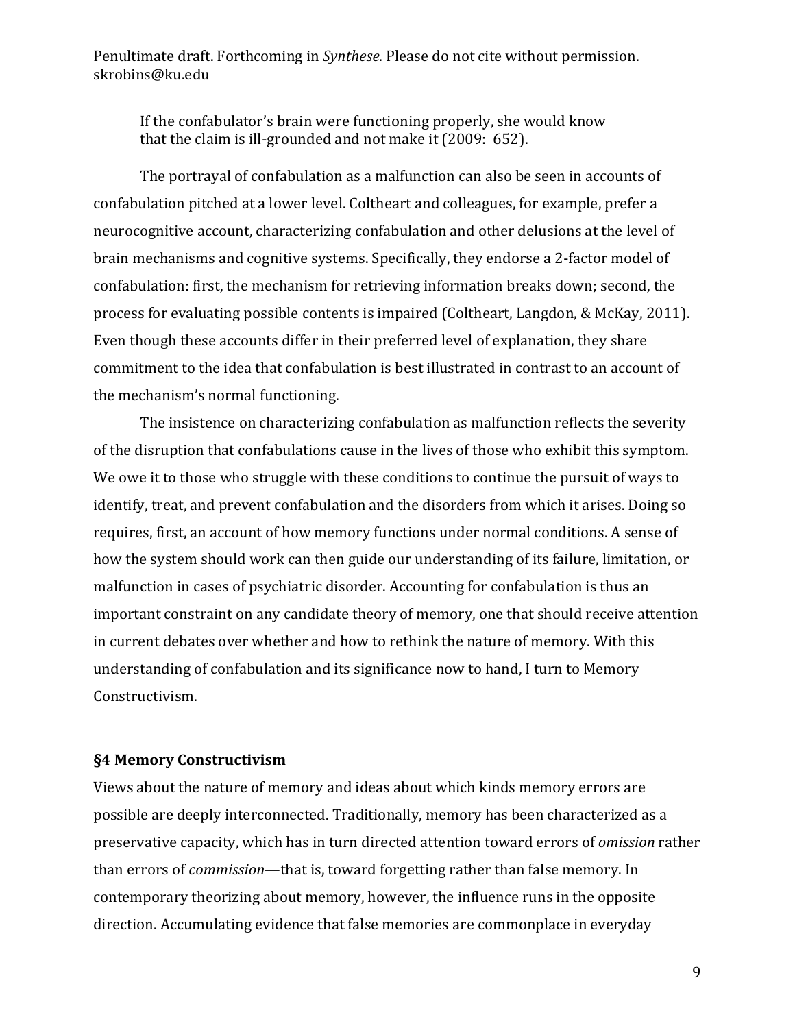> If the confabulator's brain were functioning properly, she would know that the claim is ill-grounded and not make it (2009: 652).

The portrayal of confabulation as a malfunction can also be seen in accounts of confabulation pitched at a lower level. Coltheart and colleagues, for example, prefer a neurocognitive account, characterizing confabulation and other delusions at the level of brain mechanisms and cognitive systems. Specifically, they endorse a 2-factor model of confabulation: first, the mechanism for retrieving information breaks down; second, the process for evaluating possible contents is impaired (Coltheart, Langdon, & McKay, 2011). Even though these accounts differ in their preferred level of explanation, they share commitment to the idea that confabulation is best illustrated in contrast to an account of the mechanism's normal functioning.

The insistence on characterizing confabulation as malfunction reflects the severity of the disruption that confabulations cause in the lives of those who exhibit this symptom. We owe it to those who struggle with these conditions to continue the pursuit of ways to identify, treat, and prevent confabulation and the disorders from which it arises. Doing so requires, first, an account of how memory functions under normal conditions. A sense of how the system should work can then guide our understanding of its failure, limitation, or malfunction in cases of psychiatric disorder. Accounting for confabulation is thus an important constraint on any candidate theory of memory, one that should receive attention in current debates over whether and how to rethink the nature of memory. With this understanding of confabulation and its significance now to hand, I turn to Memory Constructivism.

### §4 Memory Constructivism

Views about the nature of memory and ideas about which kinds memory errors are possible are deeply interconnected. Traditionally, memory has been characterized as a preservative capacity, which has in turn directed attention toward errors of *omission* rather than errors of *commission*—that is, toward forgetting rather than false memory. In contemporary theorizing about memory, however, the influence runs in the opposite direction. Accumulating evidence that false memories are commonplace in everyday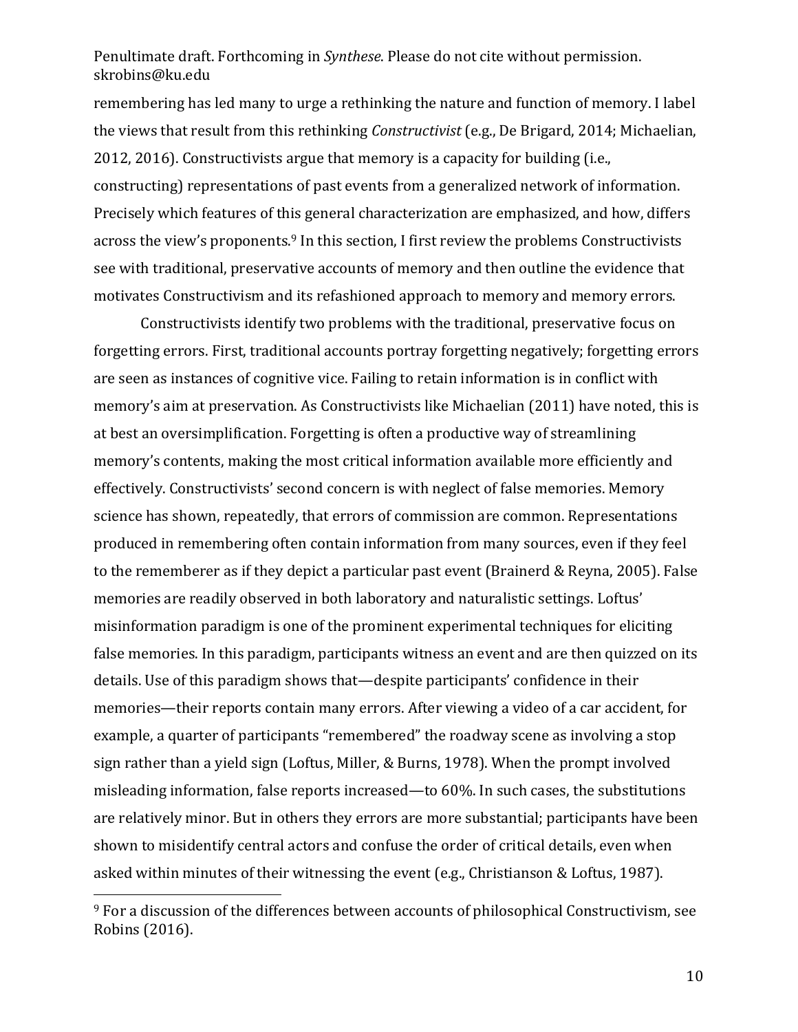remembering has led many to urge a rethinking the nature and function of memory. I label the views that result from this rethinking *Constructivist* (e.g., De Brigard, 2014; Michaelian, 2012, 2016). Constructivists argue that memory is a capacity for building (i.e., constructing) representations of past events from a generalized network of information. Precisely which features of this general characterization are emphasized, and how, differs across the view's proponents.[9] In this section, I first review the problems Constructivists see with traditional, preservative accounts of memory and then outline the evidence that motivates Constructivism and its refashioned approach to memory and memory errors.

Constructivists identify two problems with the traditional, preservative focus on forgetting errors. First, traditional accounts portray forgetting negatively; forgetting errors are seen as instances of cognitive vice. Failing to retain information is in conflict with memory's aim at preservation. As Constructivists like Michaelian (2011) have noted, this is at best an oversimplification. Forgetting is often a productive way of streamlining memory's contents, making the most critical information available more efficiently and effectively. Constructivists' second concern is with neglect of false memories. Memory science has shown, repeatedly, that errors of commission are common. Representations produced in remembering often contain information from many sources, even if they feel to the rememberer as if they depict a particular past event (Brainerd & Reyna, 2005). False memories are readily observed in both laboratory and naturalistic settings. Loftus' misinformation paradigm is one of the prominent experimental techniques for eliciting false memories. In this paradigm, participants witness an event and are then quizzed on its details. Use of this paradigm shows that—despite participants' confidence in their memories—their reports contain many errors. After viewing a video of a car accident, for example, a quarter of participants "remembered" the roadway scene as involving a stop sign rather than a yield sign (Loftus, Miller, & Burns, 1978). When the prompt involved misleading information, false reports increased—to 60%. In such cases, the substitutions are relatively minor. But in others they errors are more substantial; participants have been shown to misidentify central actors and confuse the order of critical details, even when asked within minutes of their witnessing the event (e.g., Christianson & Loftus, 1987).

---

[9] For a discussion of the differences between accounts of philosophical Constructivism, see Robins (2016).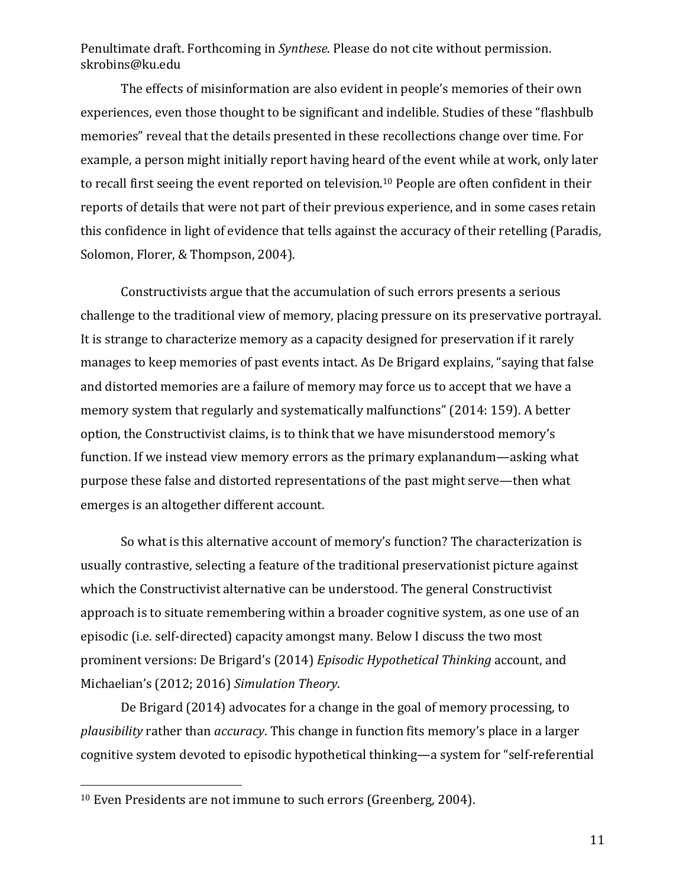The effects of misinformation are also evident in people's memories of their own experiences, even those thought to be significant and indelible. Studies of these "flashbulb memories" reveal that the details presented in these recollections change over time. For example, a person might initially report having heard of the event while at work, only later to recall first seeing the event reported on television.[10] People are often confident in their reports of details that were not part of their previous experience, and in some cases retain this confidence in light of evidence that tells against the accuracy of their retelling (Paradis, Solomon, Florer, & Thompson, 2004).

Constructivists argue that the accumulation of such errors presents a serious challenge to the traditional view of memory, placing pressure on its preservative portrayal. It is strange to characterize memory as a capacity designed for preservation if it rarely manages to keep memories of past events intact. As De Brigard explains, "saying that false and distorted memories are a failure of memory may force us to accept that we have a memory system that regularly and systematically malfunctions" (2014: 159). A better option, the Constructivist claims, is to think that we have misunderstood memory's function. If we instead view memory errors as the primary explanandum—asking what purpose these false and distorted representations of the past might serve—then what emerges is an altogether different account.

So what is this alternative account of memory's function? The characterization is usually contrastive, selecting a feature of the traditional preservationist picture against which the Constructivist alternative can be understood. The general Constructivist approach is to situate remembering within a broader cognitive system, as one use of an episodic (i.e. self-directed) capacity amongst many. Below I discuss the two most prominent versions: De Brigard's (2014) *Episodic Hypothetical Thinking* account, and Michaelian's (2012; 2016) *Simulation Theory*.

De Brigard (2014) advocates for a change in the goal of memory processing, to *plausibility* rather than *accuracy*. This change in function fits memory's place in a larger cognitive system devoted to episodic hypothetical thinking—a system for "self-referential

[10] Even Presidents are not immune to such errors (Greenberg, 2004).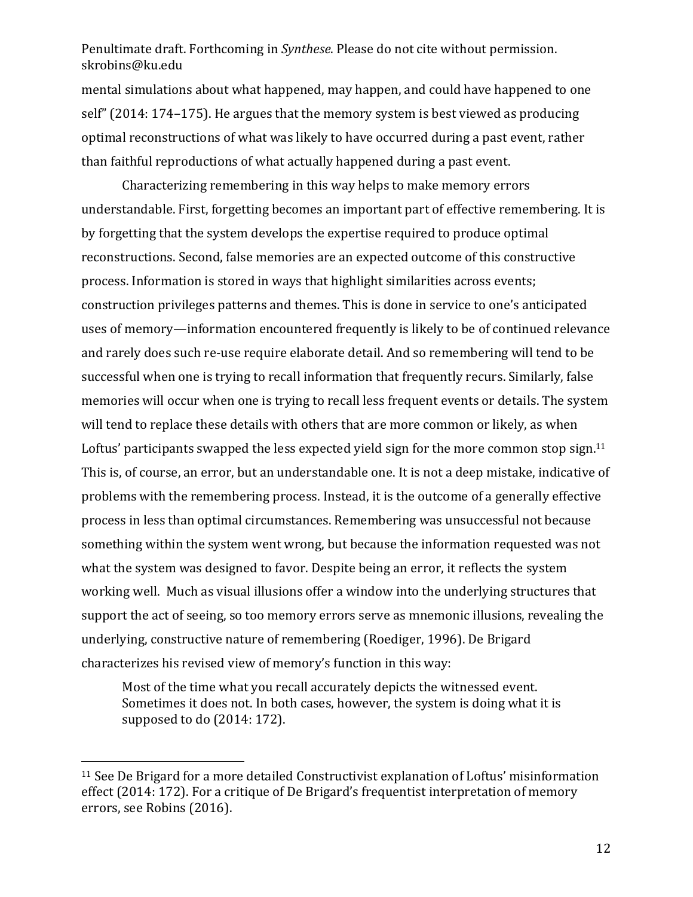mental simulations about what happened, may happen, and could have happened to one self" (2014: 174–175). He argues that the memory system is best viewed as producing optimal reconstructions of what was likely to have occurred during a past event, rather than faithful reproductions of what actually happened during a past event.

Characterizing remembering in this way helps to make memory errors understandable. First, forgetting becomes an important part of effective remembering. It is by forgetting that the system develops the expertise required to produce optimal reconstructions. Second, false memories are an expected outcome of this constructive process. Information is stored in ways that highlight similarities across events; construction privileges patterns and themes. This is done in service to one's anticipated uses of memory—information encountered frequently is likely to be of continued relevance and rarely does such re-use require elaborate detail. And so remembering will tend to be successful when one is trying to recall information that frequently recurs. Similarly, false memories will occur when one is trying to recall less frequent events or details. The system will tend to replace these details with others that are more common or likely, as when Loftus' participants swapped the less expected yield sign for the more common stop sign.[11] This is, of course, an error, but an understandable one. It is not a deep mistake, indicative of problems with the remembering process. Instead, it is the outcome of a generally effective process in less than optimal circumstances. Remembering was unsuccessful not because something within the system went wrong, but because the information requested was not what the system was designed to favor. Despite being an error, it reflects the system working well. Much as visual illusions offer a window into the underlying structures that support the act of seeing, so too memory errors serve as mnemonic illusions, revealing the underlying, constructive nature of remembering (Roediger, 1996). De Brigard characterizes his revised view of memory's function in this way:

> Most of the time what you recall accurately depicts the witnessed event. Sometimes it does not. In both cases, however, the system is doing what it is supposed to do (2014: 172).

---

[11] See De Brigard for a more detailed Constructivist explanation of Loftus' misinformation effect (2014: 172). For a critique of De Brigard's frequentist interpretation of memory errors, see Robins (2016).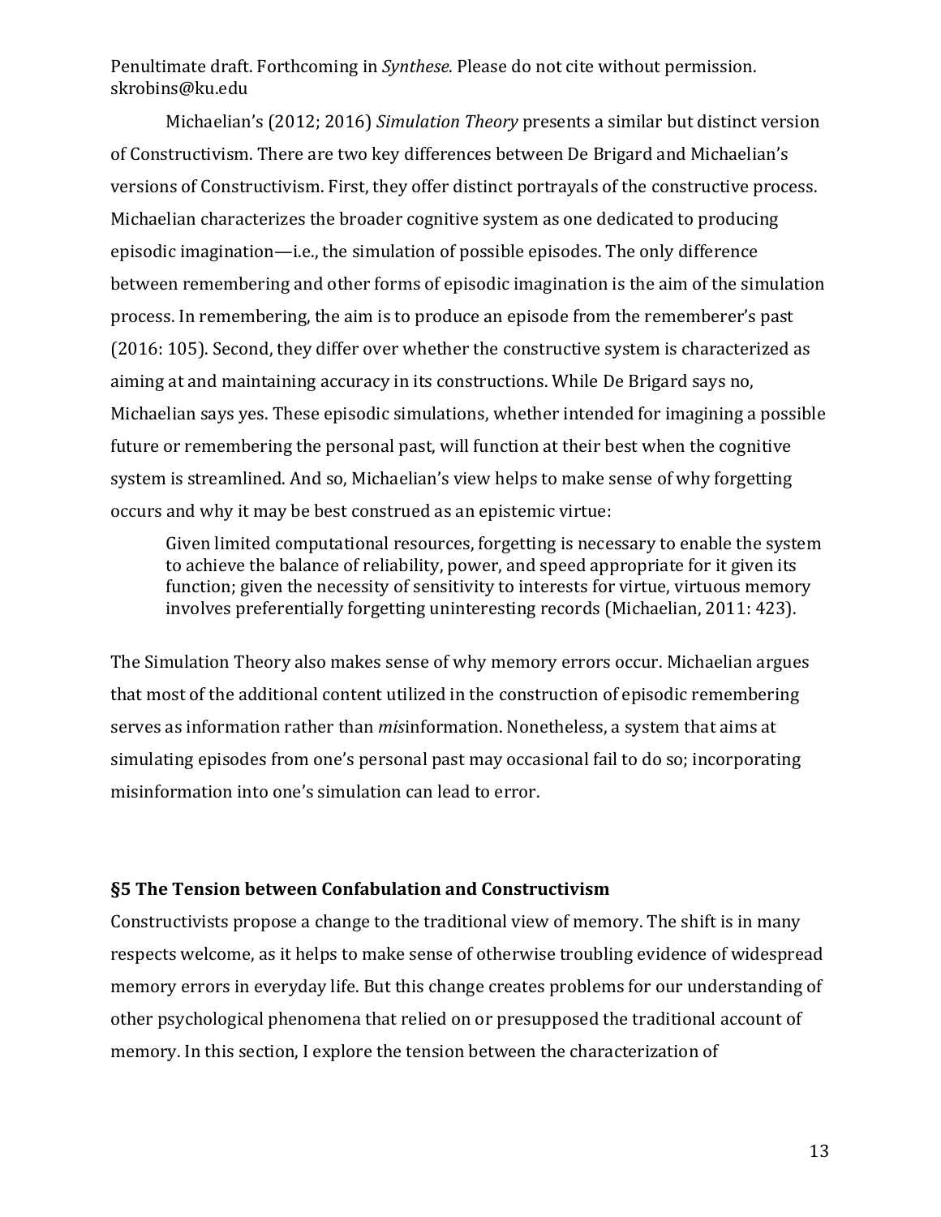Michaelian's (2012; 2016) *Simulation Theory* presents a similar but distinct version of Constructivism. There are two key differences between De Brigard and Michaelian's versions of Constructivism. First, they offer distinct portrayals of the constructive process. Michaelian characterizes the broader cognitive system as one dedicated to producing episodic imagination—i.e., the simulation of possible episodes. The only difference between remembering and other forms of episodic imagination is the aim of the simulation process. In remembering, the aim is to produce an episode from the rememberer's past (2016: 105). Second, they differ over whether the constructive system is characterized as aiming at and maintaining accuracy in its constructions. While De Brigard says no, Michaelian says yes. These episodic simulations, whether intended for imagining a possible future or remembering the personal past, will function at their best when the cognitive system is streamlined. And so, Michaelian's view helps to make sense of why forgetting occurs and why it may be best construed as an epistemic virtue:

> Given limited computational resources, forgetting is necessary to enable the system to achieve the balance of reliability, power, and speed appropriate for it given its function; given the necessity of sensitivity to interests for virtue, virtuous memory involves preferentially forgetting uninteresting records (Michaelian, 2011: 423).

The Simulation Theory also makes sense of why memory errors occur. Michaelian argues that most of the additional content utilized in the construction of episodic remembering serves as information rather than *mis*information. Nonetheless, a system that aims at simulating episodes from one's personal past may occasional fail to do so; incorporating misinformation into one's simulation can lead to error.

## §5 The Tension between Confabulation and Constructivism

Constructivists propose a change to the traditional view of memory. The shift is in many respects welcome, as it helps to make sense of otherwise troubling evidence of widespread memory errors in everyday life. But this change creates problems for our understanding of other psychological phenomena that relied on or presupposed the traditional account of memory. In this section, I explore the tension between the characterization of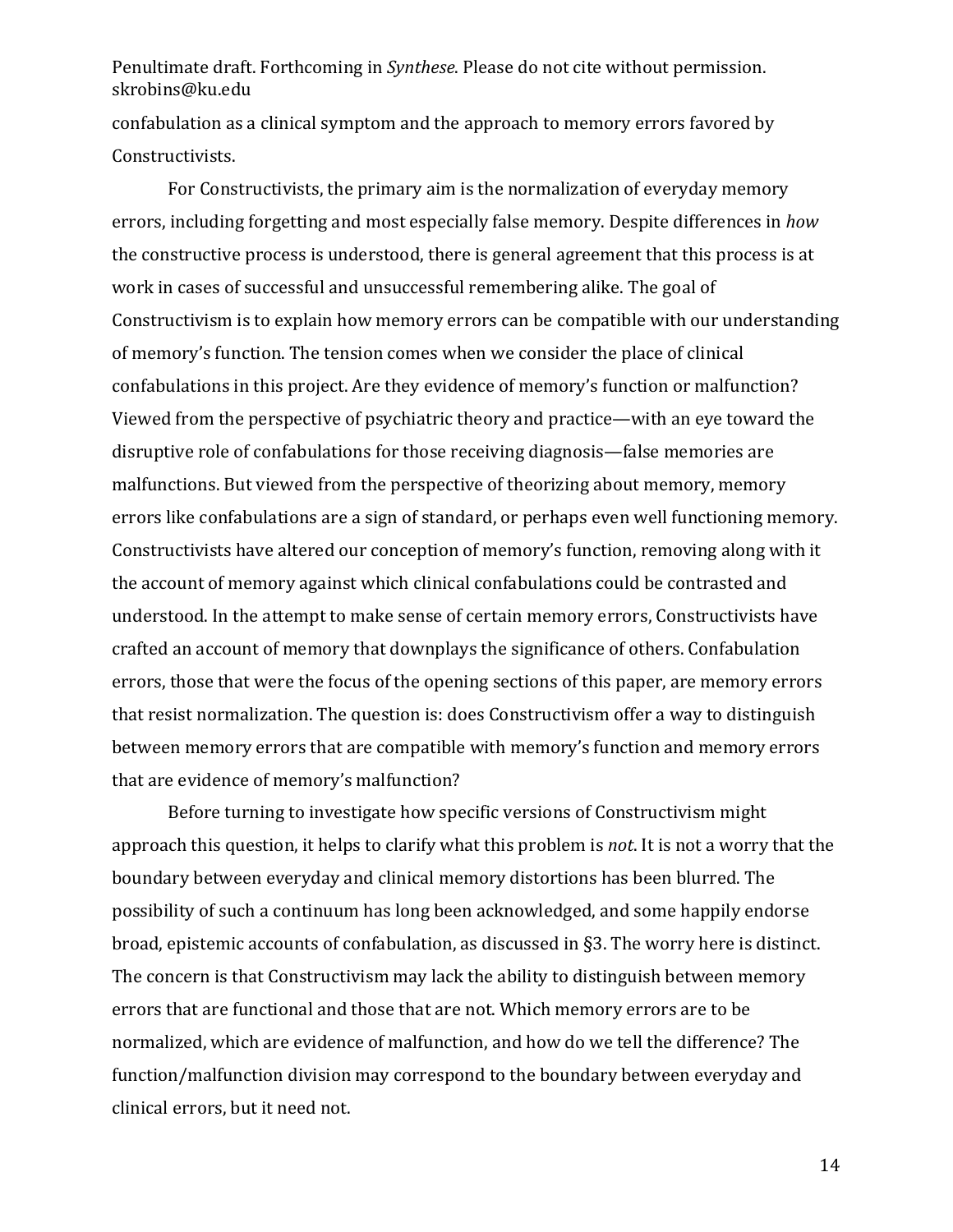confabulation as a clinical symptom and the approach to memory errors favored by Constructivists.

For Constructivists, the primary aim is the normalization of everyday memory errors, including forgetting and most especially false memory. Despite differences in *how* the constructive process is understood, there is general agreement that this process is at work in cases of successful and unsuccessful remembering alike. The goal of Constructivism is to explain how memory errors can be compatible with our understanding of memory's function. The tension comes when we consider the place of clinical confabulations in this project. Are they evidence of memory's function or malfunction? Viewed from the perspective of psychiatric theory and practice—with an eye toward the disruptive role of confabulations for those receiving diagnosis—false memories are malfunctions. But viewed from the perspective of theorizing about memory, memory errors like confabulations are a sign of standard, or perhaps even well functioning memory. Constructivists have altered our conception of memory's function, removing along with it the account of memory against which clinical confabulations could be contrasted and understood. In the attempt to make sense of certain memory errors, Constructivists have crafted an account of memory that downplays the significance of others. Confabulation errors, those that were the focus of the opening sections of this paper, are memory errors that resist normalization. The question is: does Constructivism offer a way to distinguish between memory errors that are compatible with memory's function and memory errors that are evidence of memory's malfunction?

Before turning to investigate how specific versions of Constructivism might approach this question, it helps to clarify what this problem is *not*. It is not a worry that the boundary between everyday and clinical memory distortions has been blurred. The possibility of such a continuum has long been acknowledged, and some happily endorse broad, epistemic accounts of confabulation, as discussed in §3. The worry here is distinct. The concern is that Constructivism may lack the ability to distinguish between memory errors that are functional and those that are not. Which memory errors are to be normalized, which are evidence of malfunction, and how do we tell the difference? The function/malfunction division may correspond to the boundary between everyday and clinical errors, but it need not.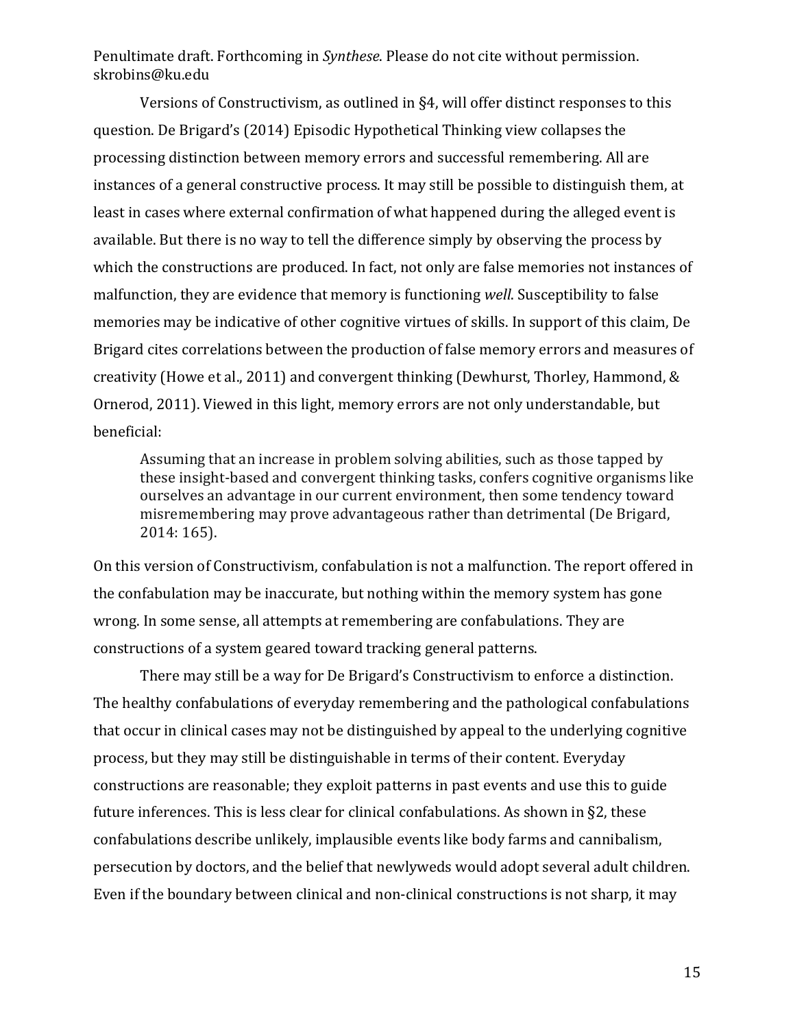Versions of Constructivism, as outlined in §4, will offer distinct responses to this question. De Brigard's (2014) Episodic Hypothetical Thinking view collapses the processing distinction between memory errors and successful remembering. All are instances of a general constructive process. It may still be possible to distinguish them, at least in cases where external confirmation of what happened during the alleged event is available. But there is no way to tell the difference simply by observing the process by which the constructions are produced. In fact, not only are false memories not instances of malfunction, they are evidence that memory is functioning *well*. Susceptibility to false memories may be indicative of other cognitive virtues of skills. In support of this claim, De Brigard cites correlations between the production of false memory errors and measures of creativity (Howe et al., 2011) and convergent thinking (Dewhurst, Thorley, Hammond, & Ornerod, 2011). Viewed in this light, memory errors are not only understandable, but beneficial:

> Assuming that an increase in problem solving abilities, such as those tapped by these insight-based and convergent thinking tasks, confers cognitive organisms like ourselves an advantage in our current environment, then some tendency toward misremembering may prove advantageous rather than detrimental (De Brigard, 2014: 165).

On this version of Constructivism, confabulation is not a malfunction. The report offered in the confabulation may be inaccurate, but nothing within the memory system has gone wrong. In some sense, all attempts at remembering are confabulations. They are constructions of a system geared toward tracking general patterns.

There may still be a way for De Brigard's Constructivism to enforce a distinction. The healthy confabulations of everyday remembering and the pathological confabulations that occur in clinical cases may not be distinguished by appeal to the underlying cognitive process, but they may still be distinguishable in terms of their content. Everyday constructions are reasonable; they exploit patterns in past events and use this to guide future inferences. This is less clear for clinical confabulations. As shown in §2, these confabulations describe unlikely, implausible events like body farms and cannibalism, persecution by doctors, and the belief that newlyweds would adopt several adult children. Even if the boundary between clinical and non-clinical constructions is not sharp, it may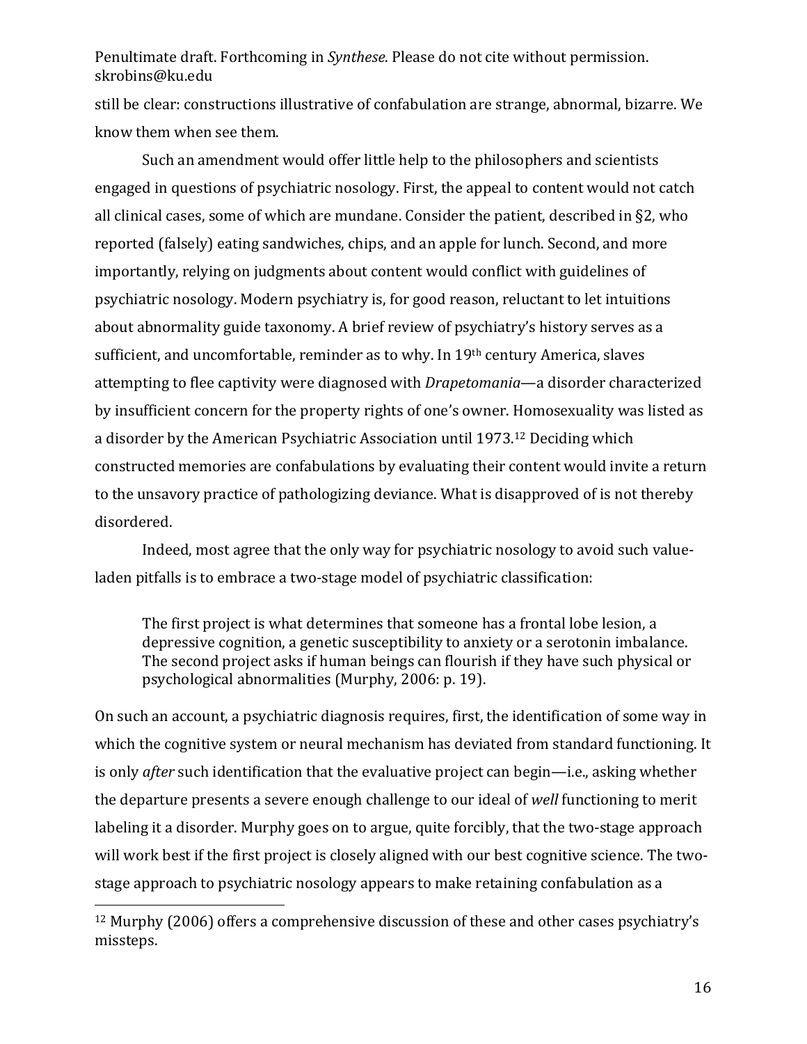still be clear: constructions illustrative of confabulation are strange, abnormal, bizarre. We know them when see them.

Such an amendment would offer little help to the philosophers and scientists engaged in questions of psychiatric nosology. First, the appeal to content would not catch all clinical cases, some of which are mundane. Consider the patient, described in §2, who reported (falsely) eating sandwiches, chips, and an apple for lunch. Second, and more importantly, relying on judgments about content would conflict with guidelines of psychiatric nosology. Modern psychiatry is, for good reason, reluctant to let intuitions about abnormality guide taxonomy. A brief review of psychiatry's history serves as a sufficient, and uncomfortable, reminder as to why. In 19th century America, slaves attempting to flee captivity were diagnosed with *Drapetomania*—a disorder characterized by insufficient concern for the property rights of one's owner. Homosexuality was listed as a disorder by the American Psychiatric Association until 1973.[12] Deciding which constructed memories are confabulations by evaluating their content would invite a return to the unsavory practice of pathologizing deviance. What is disapproved of is not thereby disordered.

Indeed, most agree that the only way for psychiatric nosology to avoid such value-laden pitfalls is to embrace a two-stage model of psychiatric classification:

> The first project is what determines that someone has a frontal lobe lesion, a depressive cognition, a genetic susceptibility to anxiety or a serotonin imbalance. The second project asks if human beings can flourish if they have such physical or psychological abnormalities (Murphy, 2006: p. 19).

On such an account, a psychiatric diagnosis requires, first, the identification of some way in which the cognitive system or neural mechanism has deviated from standard functioning. It is only *after* such identification that the evaluative project can begin—i.e., asking whether the departure presents a severe enough challenge to our ideal of *well* functioning to merit labeling it a disorder. Murphy goes on to argue, quite forcibly, that the two-stage approach will work best if the first project is closely aligned with our best cognitive science. The two-stage approach to psychiatric nosology appears to make retaining confabulation as a

[12] Murphy (2006) offers a comprehensive discussion of these and other cases psychiatry's missteps.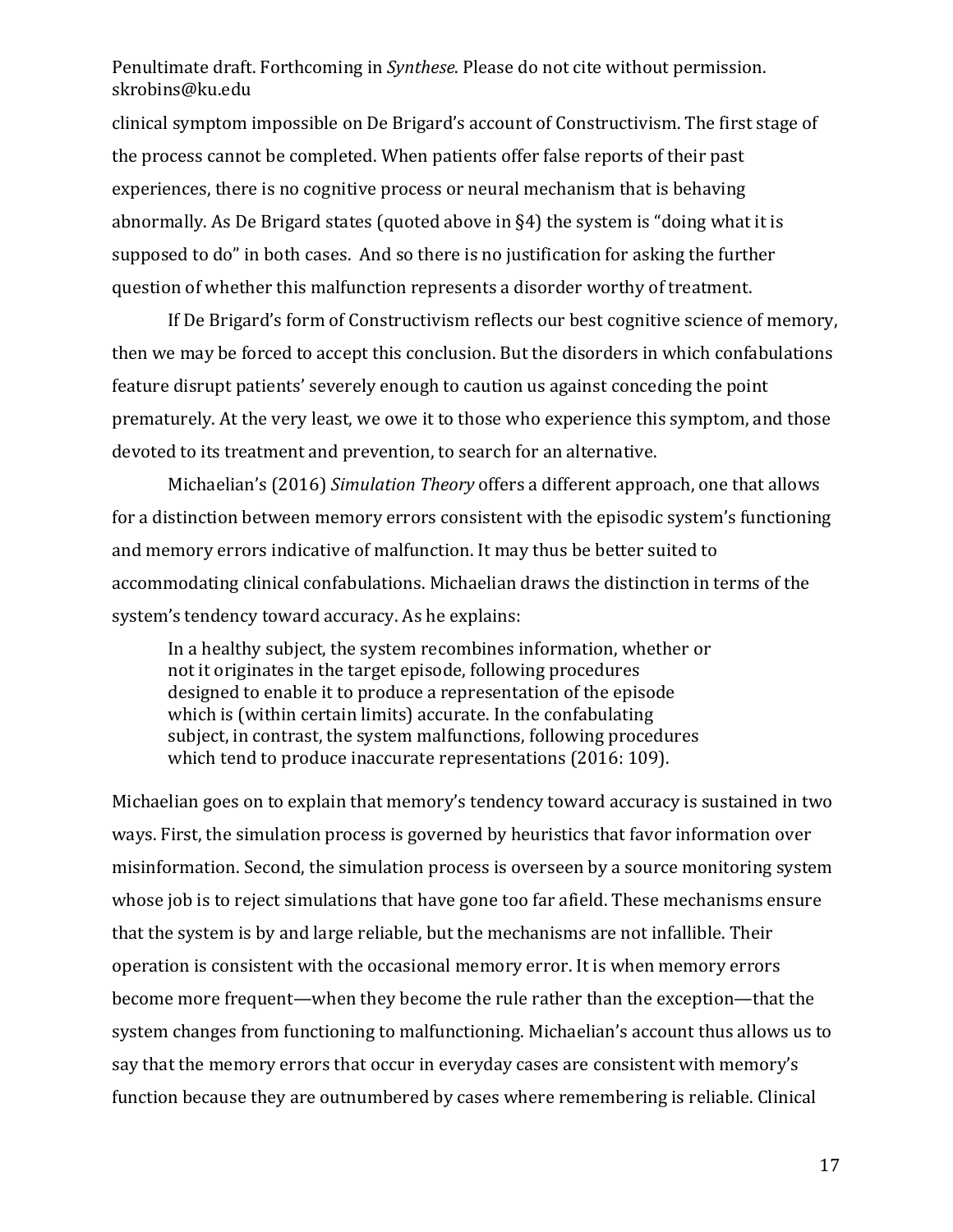clinical symptom impossible on De Brigard's account of Constructivism. The first stage of the process cannot be completed. When patients offer false reports of their past experiences, there is no cognitive process or neural mechanism that is behaving abnormally. As De Brigard states (quoted above in §4) the system is "doing what it is supposed to do" in both cases. And so there is no justification for asking the further question of whether this malfunction represents a disorder worthy of treatment.

If De Brigard's form of Constructivism reflects our best cognitive science of memory, then we may be forced to accept this conclusion. But the disorders in which confabulations feature disrupt patients' severely enough to caution us against conceding the point prematurely. At the very least, we owe it to those who experience this symptom, and those devoted to its treatment and prevention, to search for an alternative.

Michaelian's (2016) *Simulation Theory* offers a different approach, one that allows for a distinction between memory errors consistent with the episodic system's functioning and memory errors indicative of malfunction. It may thus be better suited to accommodating clinical confabulations. Michaelian draws the distinction in terms of the system's tendency toward accuracy. As he explains:

> In a healthy subject, the system recombines information, whether or not it originates in the target episode, following procedures designed to enable it to produce a representation of the episode which is (within certain limits) accurate. In the confabulating subject, in contrast, the system malfunctions, following procedures which tend to produce inaccurate representations (2016: 109).

Michaelian goes on to explain that memory's tendency toward accuracy is sustained in two ways. First, the simulation process is governed by heuristics that favor information over misinformation. Second, the simulation process is overseen by a source monitoring system whose job is to reject simulations that have gone too far afield. These mechanisms ensure that the system is by and large reliable, but the mechanisms are not infallible. Their operation is consistent with the occasional memory error. It is when memory errors become more frequent—when they become the rule rather than the exception—that the system changes from functioning to malfunctioning. Michaelian's account thus allows us to say that the memory errors that occur in everyday cases are consistent with memory's function because they are outnumbered by cases where remembering is reliable. Clinical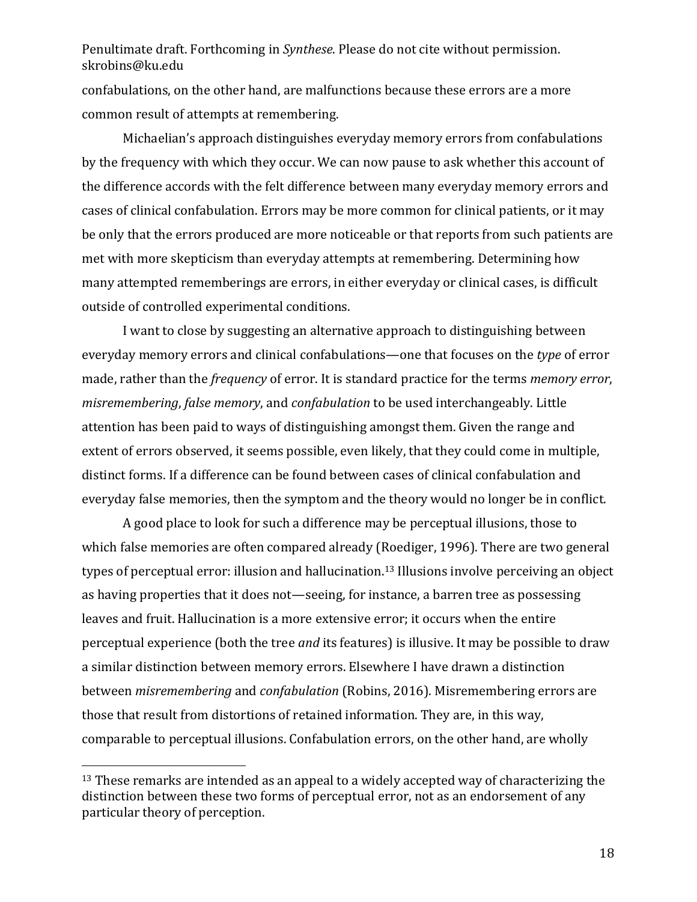confabulations, on the other hand, are malfunctions because these errors are a more common result of attempts at remembering.

Michaelian's approach distinguishes everyday memory errors from confabulations by the frequency with which they occur. We can now pause to ask whether this account of the difference accords with the felt difference between many everyday memory errors and cases of clinical confabulation. Errors may be more common for clinical patients, or it may be only that the errors produced are more noticeable or that reports from such patients are met with more skepticism than everyday attempts at remembering. Determining how many attempted rememberings are errors, in either everyday or clinical cases, is difficult outside of controlled experimental conditions.

I want to close by suggesting an alternative approach to distinguishing between everyday memory errors and clinical confabulations—one that focuses on the *type* of error made, rather than the *frequency* of error. It is standard practice for the terms *memory error*, *misremembering*, *false memory*, and *confabulation* to be used interchangeably. Little attention has been paid to ways of distinguishing amongst them. Given the range and extent of errors observed, it seems possible, even likely, that they could come in multiple, distinct forms. If a difference can be found between cases of clinical confabulation and everyday false memories, then the symptom and the theory would no longer be in conflict.

A good place to look for such a difference may be perceptual illusions, those to which false memories are often compared already (Roediger, 1996). There are two general types of perceptual error: illusion and hallucination.[13] Illusions involve perceiving an object as having properties that it does not—seeing, for instance, a barren tree as possessing leaves and fruit. Hallucination is a more extensive error; it occurs when the entire perceptual experience (both the tree *and* its features) is illusive. It may be possible to draw a similar distinction between memory errors. Elsewhere I have drawn a distinction between *misremembering* and *confabulation* (Robins, 2016). Misremembering errors are those that result from distortions of retained information. They are, in this way, comparable to perceptual illusions. Confabulation errors, on the other hand, are wholly

[13] These remarks are intended as an appeal to a widely accepted way of characterizing the distinction between these two forms of perceptual error, not as an endorsement of any particular theory of perception.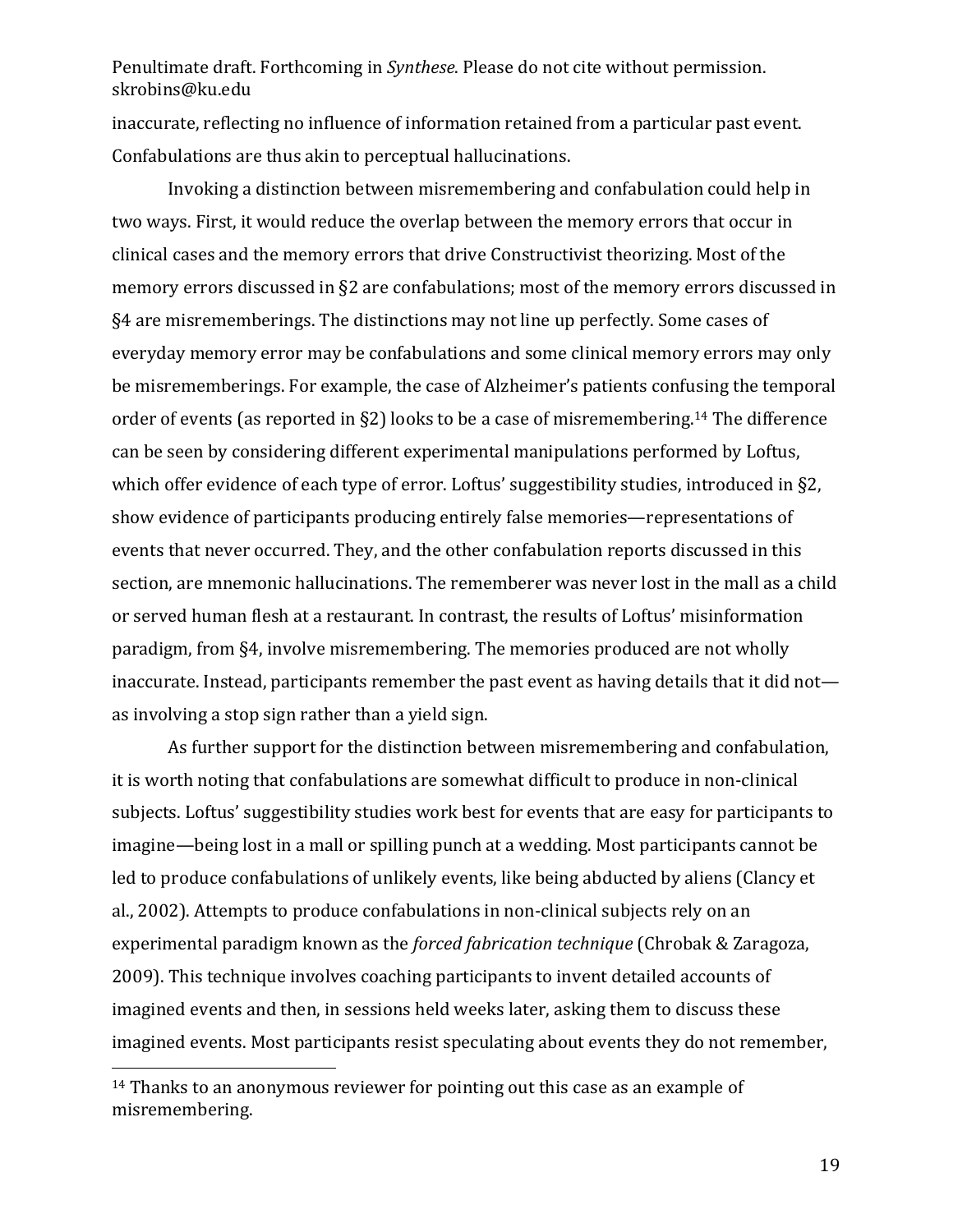inaccurate, reflecting no influence of information retained from a particular past event. Confabulations are thus akin to perceptual hallucinations.

Invoking a distinction between misremembering and confabulation could help in two ways. First, it would reduce the overlap between the memory errors that occur in clinical cases and the memory errors that drive Constructivist theorizing. Most of the memory errors discussed in §2 are confabulations; most of the memory errors discussed in §4 are misrememberings. The distinctions may not line up perfectly. Some cases of everyday memory error may be confabulations and some clinical memory errors may only be misrememberings. For example, the case of Alzheimer's patients confusing the temporal order of events (as reported in §2) looks to be a case of misremembering.[14] The difference can be seen by considering different experimental manipulations performed by Loftus, which offer evidence of each type of error. Loftus' suggestibility studies, introduced in §2, show evidence of participants producing entirely false memories—representations of events that never occurred. They, and the other confabulation reports discussed in this section, are mnemonic hallucinations. The rememberer was never lost in the mall as a child or served human flesh at a restaurant. In contrast, the results of Loftus' misinformation paradigm, from §4, involve misremembering. The memories produced are not wholly inaccurate. Instead, participants remember the past event as having details that it did not—as involving a stop sign rather than a yield sign.

As further support for the distinction between misremembering and confabulation, it is worth noting that confabulations are somewhat difficult to produce in non-clinical subjects. Loftus' suggestibility studies work best for events that are easy for participants to imagine—being lost in a mall or spilling punch at a wedding. Most participants cannot be led to produce confabulations of unlikely events, like being abducted by aliens (Clancy et al., 2002). Attempts to produce confabulations in non-clinical subjects rely on an experimental paradigm known as the *forced fabrication technique* (Chrobak & Zaragoza, 2009). This technique involves coaching participants to invent detailed accounts of imagined events and then, in sessions held weeks later, asking them to discuss these imagined events. Most participants resist speculating about events they do not remember,

[14] Thanks to an anonymous reviewer for pointing out this case as an example of misremembering.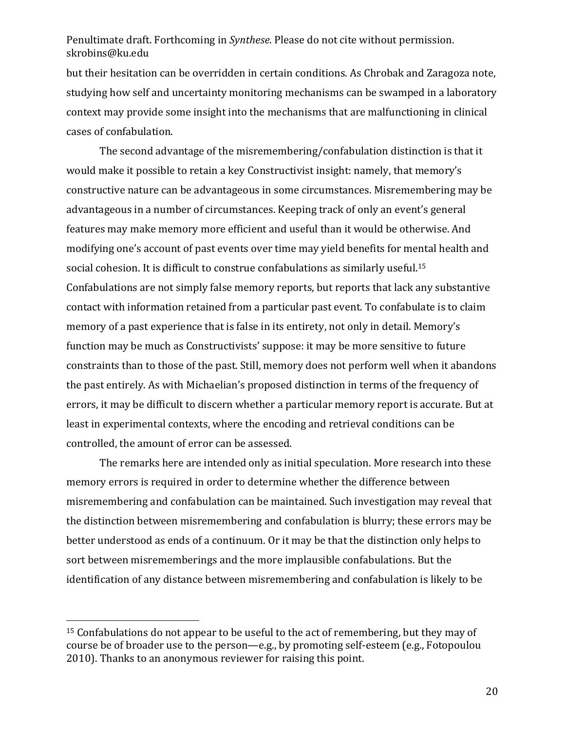but their hesitation can be overridden in certain conditions. As Chrobak and Zaragoza note, studying how self and uncertainty monitoring mechanisms can be swamped in a laboratory context may provide some insight into the mechanisms that are malfunctioning in clinical cases of confabulation.

The second advantage of the misremembering/confabulation distinction is that it would make it possible to retain a key Constructivist insight: namely, that memory's constructive nature can be advantageous in some circumstances. Misremembering may be advantageous in a number of circumstances. Keeping track of only an event's general features may make memory more efficient and useful than it would be otherwise. And modifying one's account of past events over time may yield benefits for mental health and social cohesion. It is difficult to construe confabulations as similarly useful.[15] Confabulations are not simply false memory reports, but reports that lack any substantive contact with information retained from a particular past event. To confabulate is to claim memory of a past experience that is false in its entirety, not only in detail. Memory's function may be much as Constructivists' suppose: it may be more sensitive to future constraints than to those of the past. Still, memory does not perform well when it abandons the past entirely. As with Michaelian's proposed distinction in terms of the frequency of errors, it may be difficult to discern whether a particular memory report is accurate. But at least in experimental contexts, where the encoding and retrieval conditions can be controlled, the amount of error can be assessed.

The remarks here are intended only as initial speculation. More research into these memory errors is required in order to determine whether the difference between misremembering and confabulation can be maintained. Such investigation may reveal that the distinction between misremembering and confabulation is blurry; these errors may be better understood as ends of a continuum. Or it may be that the distinction only helps to sort between misrememberings and the more implausible confabulations. But the identification of any distance between misremembering and confabulation is likely to be

---

[15] Confabulations do not appear to be useful to the act of remembering, but they may of course be of broader use to the person—e.g., by promoting self-esteem (e.g., Fotopoulou 2010). Thanks to an anonymous reviewer for raising this point.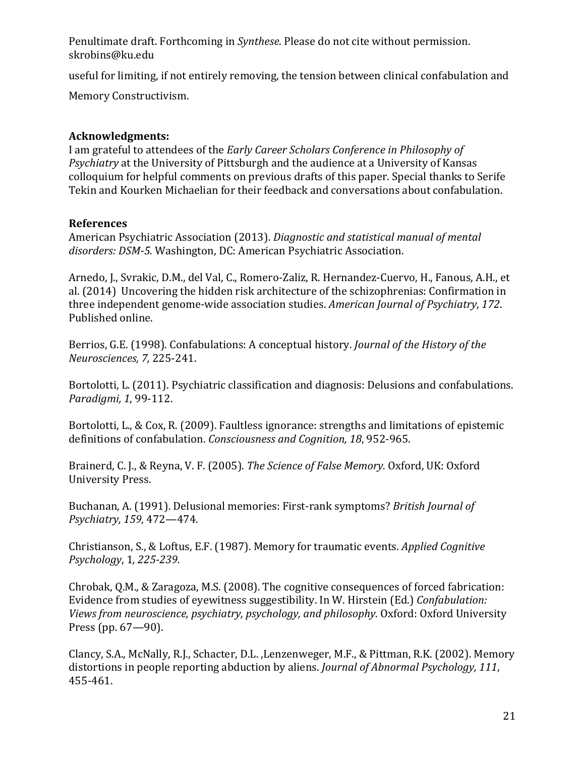useful for limiting, if not entirely removing, the tension between clinical confabulation and Memory Constructivism.

**Acknowledgments:**

I am grateful to attendees of the *Early Career Scholars Conference in Philosophy of Psychiatry* at the University of Pittsburgh and the audience at a University of Kansas colloquium for helpful comments on previous drafts of this paper. Special thanks to Serife Tekin and Kourken Michaelian for their feedback and conversations about confabulation.

**References**

American Psychiatric Association (2013). *Diagnostic and statistical manual of mental disorders: DSM-5.* Washington, DC: American Psychiatric Association.

Arnedo, J., Svrakic, D.M., del Val, C., Romero-Zaliz, R. Hernandez-Cuervo, H., Fanous, A.H., et al. (2014) Uncovering the hidden risk architecture of the schizophrenias: Confirmation in three independent genome-wide association studies. *American Journal of Psychiatry*, *172*. Published online.

Berrios, G.E. (1998). Confabulations: A conceptual history. *Journal of the History of the Neurosciences, 7,* 225-241.

Bortolotti, L. (2011). Psychiatric classification and diagnosis: Delusions and confabulations. *Paradigmi, 1*, 99-112.

Bortolotti, L., & Cox, R. (2009). Faultless ignorance: strengths and limitations of epistemic definitions of confabulation. *Consciousness and Cognition, 18*, 952-965.

Brainerd, C. J., & Reyna, V. F. (2005). *The Science of False Memory.* Oxford, UK: Oxford University Press.

Buchanan, A. (1991). Delusional memories: First-rank symptoms? *British Journal of Psychiatry, 159,* 472—474.

Christianson, S., & Loftus, E.F. (1987). Memory for traumatic events. *Applied Cognitive Psychology*, 1*, 225-239.*

Chrobak, Q.M., & Zaragoza, M.S. (2008). The cognitive consequences of forced fabrication: Evidence from studies of eyewitness suggestibility. In W. Hirstein (Ed.) *Confabulation: Views from neuroscience, psychiatry, psychology, and philosophy*. Oxford: Oxford University Press (pp. 67—90).

Clancy, S.A., McNally, R.J., Schacter, D.L. ,Lenzenweger, M.F., & Pittman, R.K. (2002). Memory distortions in people reporting abduction by aliens. *Journal of Abnormal Psychology, 111*, 455-461.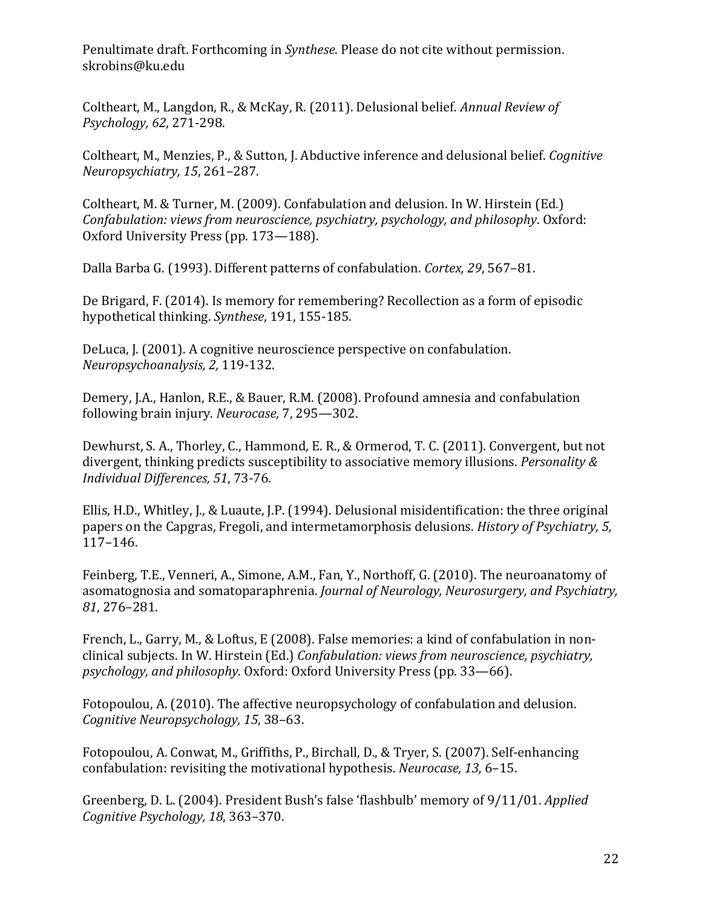Coltheart, M., Langdon, R., & McKay, R. (2011). Delusional belief. *Annual Review of Psychology, 62*, 271-298.

Coltheart, M., Menzies, P., & Sutton, J. Abductive inference and delusional belief. *Cognitive Neuropsychiatry, 15*, 261–287.

Coltheart, M. & Turner, M. (2009). Confabulation and delusion. In W. Hirstein (Ed.) *Confabulation: views from neuroscience, psychiatry, psychology, and philosophy*. Oxford: Oxford University Press (pp. 173—188).

Dalla Barba G. (1993). Different patterns of confabulation. *Cortex, 29*, 567–81.

De Brigard, F. (2014). Is memory for remembering? Recollection as a form of episodic hypothetical thinking. *Synthese*, 191, 155-185.

DeLuca, J. (2001). A cognitive neuroscience perspective on confabulation. *Neuropsychoanalysis, 2,* 119-132.

Demery, J.A., Hanlon, R.E., & Bauer, R.M. (2008). Profound amnesia and confabulation following brain injury. *Neurocase,* 7, 295—302.

Dewhurst, S. A., Thorley, C., Hammond, E. R., & Ormerod, T. C. (2011). Convergent, but not divergent, thinking predicts susceptibility to associative memory illusions. *Personality & Individual Differences, 51*, 73-76.

Ellis, H.D., Whitley, J., & Luaute, J.P. (1994). Delusional misidentification: the three original papers on the Capgras, Fregoli, and intermetamorphosis delusions. *History of Psychiatry, 5,* 117–146.

Feinberg, T.E., Venneri, A., Simone, A.M., Fan, Y., Northoff, G. (2010). The neuroanatomy of asomatognosia and somatoparaphrenia. *Journal of Neurology, Neurosurgery, and Psychiatry, 81*, 276–281.

French, L., Garry, M., & Loftus, E (2008). False memories: a kind of confabulation in non-clinical subjects. In W. Hirstein (Ed.) *Confabulation: views from neuroscience, psychiatry, psychology, and philosophy*. Oxford: Oxford University Press (pp. 33—66).

Fotopoulou, A. (2010). The affective neuropsychology of confabulation and delusion. *Cognitive Neuropsychology, 15*, 38–63.

Fotopoulou, A. Conwat, M., Griffiths, P., Birchall, D., & Tryer, S. (2007). Self-enhancing confabulation: revisiting the motivational hypothesis. *Neurocase, 13,* 6–15.

Greenberg, D. L. (2004). President Bush's false 'flashbulb' memory of 9/11/01. *Applied Cognitive Psychology, 18*, 363–370.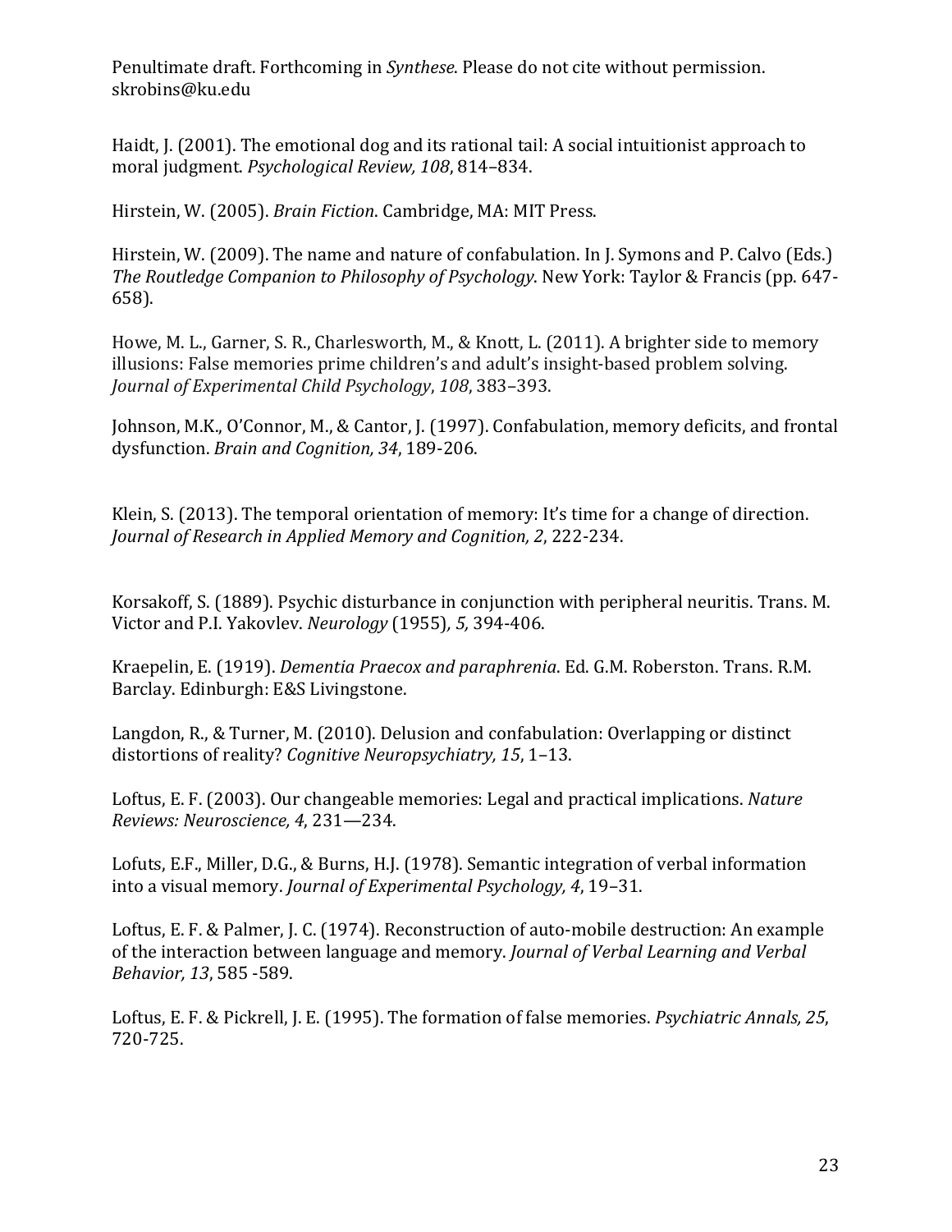Penultimate draft. Forthcoming in *Synthese*. Please do not cite without permission. skrobins@ku.edu

Haidt, J. (2001). The emotional dog and its rational tail: A social intuitionist approach to moral judgment. *Psychological Review, 108*, 814–834.

Hirstein, W. (2005). *Brain Fiction*. Cambridge, MA: MIT Press.

Hirstein, W. (2009). The name and nature of confabulation. In J. Symons and P. Calvo (Eds.) *The Routledge Companion to Philosophy of Psychology*. New York: Taylor & Francis (pp. 647-658).

Howe, M. L., Garner, S. R., Charlesworth, M., & Knott, L. (2011). A brighter side to memory illusions: False memories prime children's and adult's insight-based problem solving. *Journal of Experimental Child Psychology*, *108*, 383–393.

Johnson, M.K., O'Connor, M., & Cantor, J. (1997). Confabulation, memory deficits, and frontal dysfunction. *Brain and Cognition, 34*, 189-206.

Klein, S. (2013). The temporal orientation of memory: It's time for a change of direction. *Journal of Research in Applied Memory and Cognition, 2*, 222-234.

Korsakoff, S. (1889). Psychic disturbance in conjunction with peripheral neuritis. Trans. M. Victor and P.I. Yakovlev. *Neurology* (1955)*, 5,* 394-406.

Kraepelin, E. (1919). *Dementia Praecox and paraphrenia*. Ed. G.M. Roberston. Trans. R.M. Barclay. Edinburgh: E&S Livingstone.

Langdon, R., & Turner, M. (2010). Delusion and confabulation: Overlapping or distinct distortions of reality? *Cognitive Neuropsychiatry, 15*, 1–13.

Loftus, E. F. (2003). Our changeable memories: Legal and practical implications. *Nature Reviews: Neuroscience, 4*, 231—234.

Lofuts, E.F., Miller, D.G., & Burns, H.J. (1978). Semantic integration of verbal information into a visual memory. *Journal of Experimental Psychology, 4*, 19–31.

Loftus, E. F. & Palmer, J. C. (1974). Reconstruction of auto-mobile destruction: An example of the interaction between language and memory. *Journal of Verbal Learning and Verbal Behavior, 13*, 585 -589.

Loftus, E. F. & Pickrell, J. E. (1995). The formation of false memories. *Psychiatric Annals, 25*, 720-725.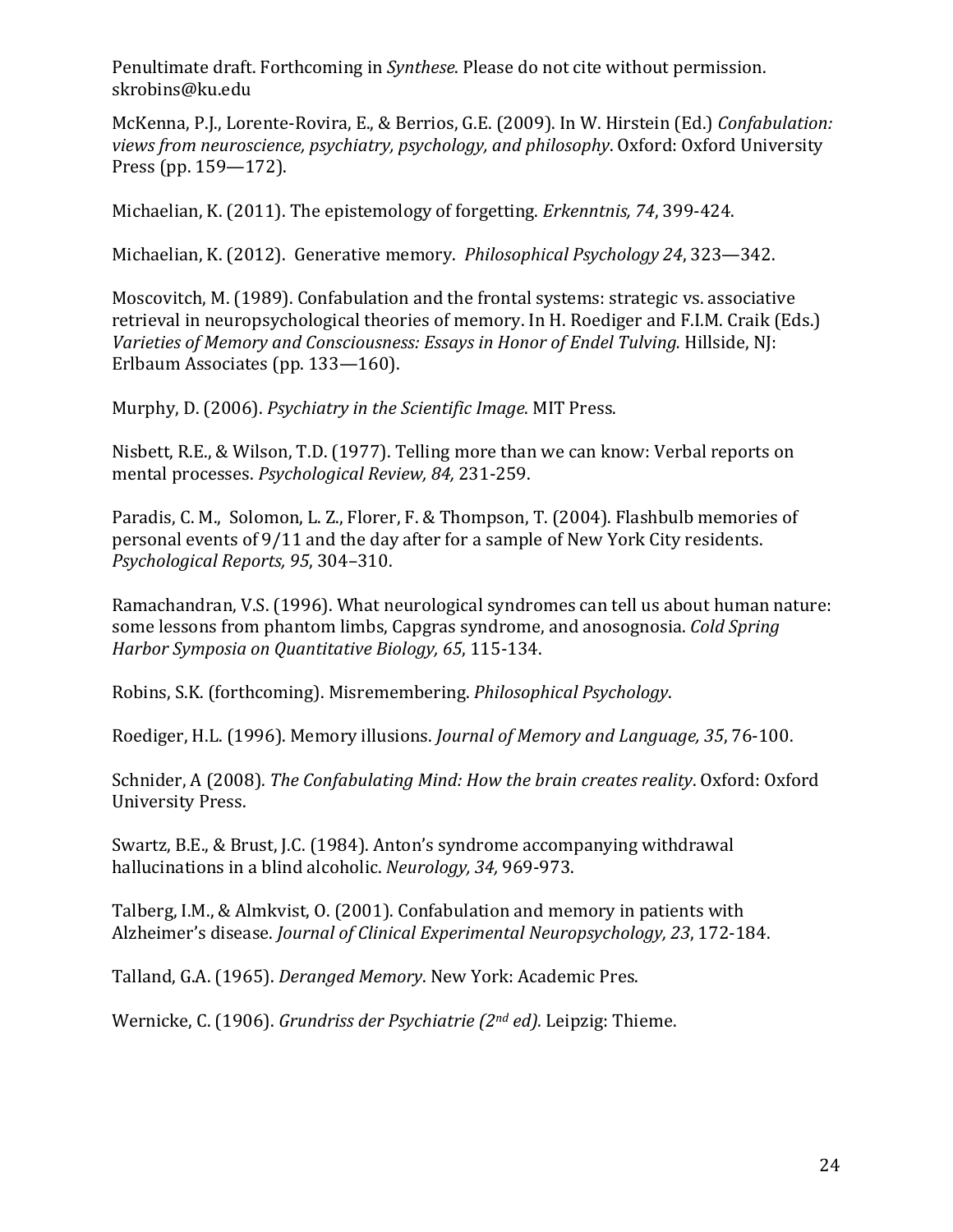Penultimate draft. Forthcoming in *Synthese*. Please do not cite without permission. skrobins@ku.edu

McKenna, P.J., Lorente-Rovira, E., & Berrios, G.E. (2009). In W. Hirstein (Ed.) *Confabulation: views from neuroscience, psychiatry, psychology, and philosophy*. Oxford: Oxford University Press (pp. 159—172).

Michaelian, K. (2011). The epistemology of forgetting. *Erkenntnis, 74*, 399-424.

Michaelian, K. (2012). Generative memory. *Philosophical Psychology 24*, 323—342.

Moscovitch, M. (1989). Confabulation and the frontal systems: strategic vs. associative retrieval in neuropsychological theories of memory. In H. Roediger and F.I.M. Craik (Eds.) *Varieties of Memory and Consciousness: Essays in Honor of Endel Tulving.* Hillside, NJ: Erlbaum Associates (pp. 133—160).

Murphy, D. (2006). *Psychiatry in the Scientific Image*. MIT Press.

Nisbett, R.E., & Wilson, T.D. (1977). Telling more than we can know: Verbal reports on mental processes. *Psychological Review, 84,* 231-259.

Paradis, C. M., Solomon, L. Z., Florer, F. & Thompson, T. (2004). Flashbulb memories of personal events of 9/11 and the day after for a sample of New York City residents. *Psychological Reports, 95*, 304–310.

Ramachandran, V.S. (1996). What neurological syndromes can tell us about human nature: some lessons from phantom limbs, Capgras syndrome, and anosognosia. *Cold Spring Harbor Symposia on Quantitative Biology, 65*, 115-134.

Robins, S.K. (forthcoming). Misremembering. *Philosophical Psychology*.

Roediger, H.L. (1996). Memory illusions. *Journal of Memory and Language, 35*, 76-100.

Schnider, A (2008). *The Confabulating Mind: How the brain creates reality*. Oxford: Oxford University Press.

Swartz, B.E., & Brust, J.C. (1984). Anton's syndrome accompanying withdrawal hallucinations in a blind alcoholic. *Neurology, 34,* 969-973.

Talberg, I.M., & Almkvist, O. (2001). Confabulation and memory in patients with Alzheimer's disease. *Journal of Clinical Experimental Neuropsychology, 23*, 172-184.

Talland, G.A. (1965). *Deranged Memory*. New York: Academic Pres.

Wernicke, C. (1906). *Grundriss der Psychiatrie (2nd ed).* Leipzig: Thieme.